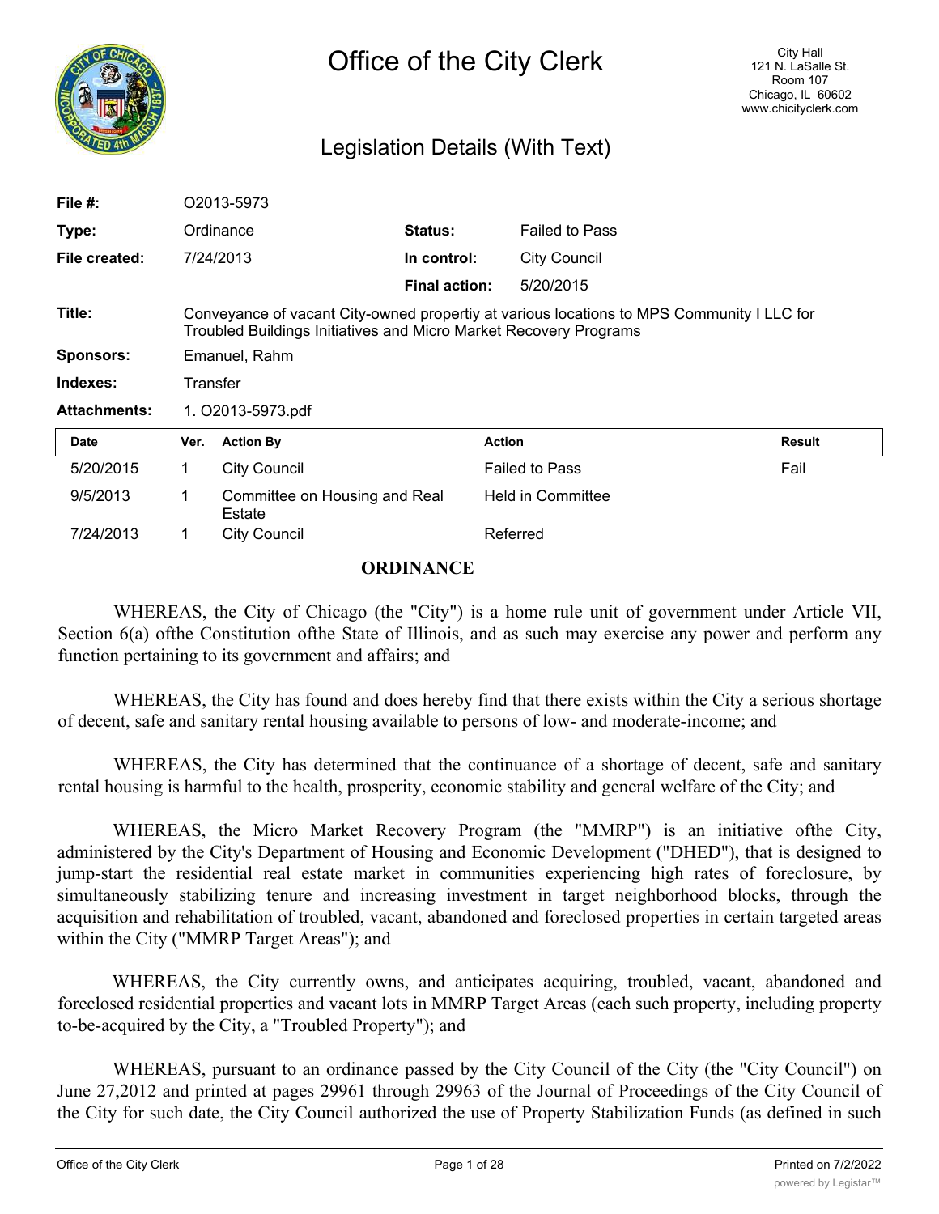# Office of the City Clerk

City Hall
121 N. LaSalle St.
Room 107
Chicago, IL 60602
www.chicityclerk.com

## Legislation Details (With Text)

| | | | |
|---|---|---|---|
| **File #:** | O2013-5973 | | |
| **Type:** | Ordinance | **Status:** | Failed to Pass |
| **File created:** | 7/24/2013 | **In control:** | City Council |
| | | **Final action:** | 5/20/2015 |
| **Title:** | Conveyance of vacant City-owned propertiy at various locations to MPS Community I LLC for Troubled Buildings Initiatives and Micro Market Recovery Programs | | |
| **Sponsors:** | Emanuel, Rahm | | |
| **Indexes:** | Transfer | | |
| **Attachments:** | 1. O2013-5973.pdf | | |

| Date | Ver. | Action By | Action | Result |
|---|---|---|---|---|
| 5/20/2015 | 1 | City Council | Failed to Pass | Fail |
| 9/5/2013 | 1 | Committee on Housing and Real Estate | Held in Committee | |
| 7/24/2013 | 1 | City Council | Referred | |

**ORDINANCE**

WHEREAS, the City of Chicago (the "City") is a home rule unit of government under Article VII, Section 6(a) ofthe Constitution ofthe State of Illinois, and as such may exercise any power and perform any function pertaining to its government and affairs; and

WHEREAS, the City has found and does hereby find that there exists within the City a serious shortage of decent, safe and sanitary rental housing available to persons of low- and moderate-income; and

WHEREAS, the City has determined that the continuance of a shortage of decent, safe and sanitary rental housing is harmful to the health, prosperity, economic stability and general welfare of the City; and

WHEREAS, the Micro Market Recovery Program (the "MMRP") is an initiative ofthe City, administered by the City's Department of Housing and Economic Development ("DHED"), that is designed to jump-start the residential real estate market in communities experiencing high rates of foreclosure, by simultaneously stabilizing tenure and increasing investment in target neighborhood blocks, through the acquisition and rehabilitation of troubled, vacant, abandoned and foreclosed properties in certain targeted areas within the City ("MMRP Target Areas"); and

WHEREAS, the City currently owns, and anticipates acquiring, troubled, vacant, abandoned and foreclosed residential properties and vacant lots in MMRP Target Areas (each such property, including property to-be-acquired by the City, a "Troubled Property"); and

WHEREAS, pursuant to an ordinance passed by the City Council of the City (the "City Council") on June 27,2012 and printed at pages 29961 through 29963 of the Journal of Proceedings of the City Council of the City for such date, the City Council authorized the use of Property Stabilization Funds (as defined in such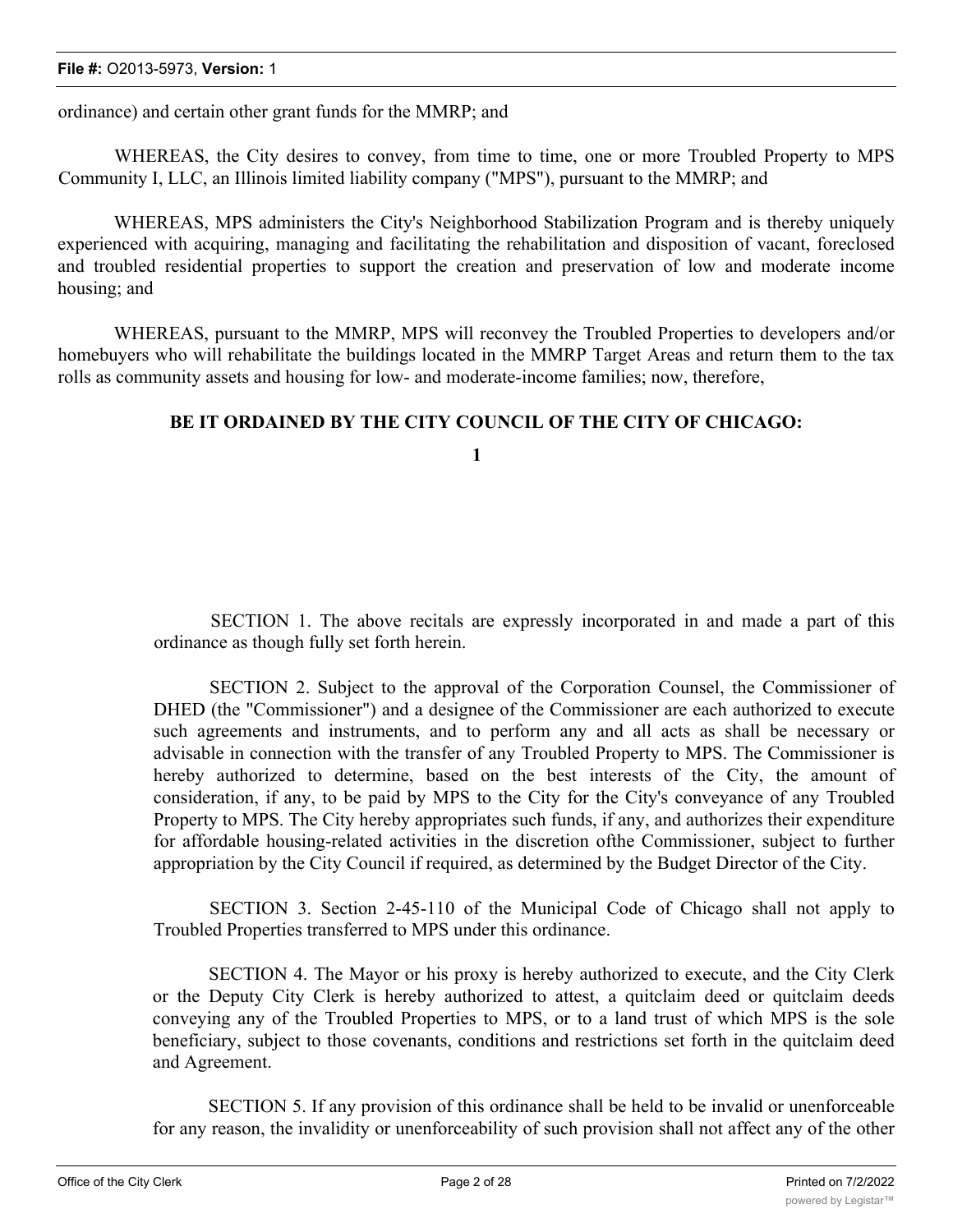ordinance) and certain other grant funds for the MMRP; and

WHEREAS, the City desires to convey, from time to time, one or more Troubled Property to MPS Community I, LLC, an Illinois limited liability company ("MPS"), pursuant to the MMRP; and

WHEREAS, MPS administers the City's Neighborhood Stabilization Program and is thereby uniquely experienced with acquiring, managing and facilitating the rehabilitation and disposition of vacant, foreclosed and troubled residential properties to support the creation and preservation of low and moderate income housing; and

WHEREAS, pursuant to the MMRP, MPS will reconvey the Troubled Properties to developers and/or homebuyers who will rehabilitate the buildings located in the MMRP Target Areas and return them to the tax rolls as community assets and housing for low- and moderate-income families; now, therefore,

**BE IT ORDAINED BY THE CITY COUNCIL OF THE CITY OF CHICAGO:**

**1**

SECTION 1. The above recitals are expressly incorporated in and made a part of this ordinance as though fully set forth herein.

SECTION 2. Subject to the approval of the Corporation Counsel, the Commissioner of DHED (the "Commissioner") and a designee of the Commissioner are each authorized to execute such agreements and instruments, and to perform any and all acts as shall be necessary or advisable in connection with the transfer of any Troubled Property to MPS. The Commissioner is hereby authorized to determine, based on the best interests of the City, the amount of consideration, if any, to be paid by MPS to the City for the City's conveyance of any Troubled Property to MPS. The City hereby appropriates such funds, if any, and authorizes their expenditure for affordable housing-related activities in the discretion ofthe Commissioner, subject to further appropriation by the City Council if required, as determined by the Budget Director of the City.

SECTION 3. Section 2-45-110 of the Municipal Code of Chicago shall not apply to Troubled Properties transferred to MPS under this ordinance.

SECTION 4. The Mayor or his proxy is hereby authorized to execute, and the City Clerk or the Deputy City Clerk is hereby authorized to attest, a quitclaim deed or quitclaim deeds conveying any of the Troubled Properties to MPS, or to a land trust of which MPS is the sole beneficiary, subject to those covenants, conditions and restrictions set forth in the quitclaim deed and Agreement.

SECTION 5. If any provision of this ordinance shall be held to be invalid or unenforceable for any reason, the invalidity or unenforceability of such provision shall not affect any of the other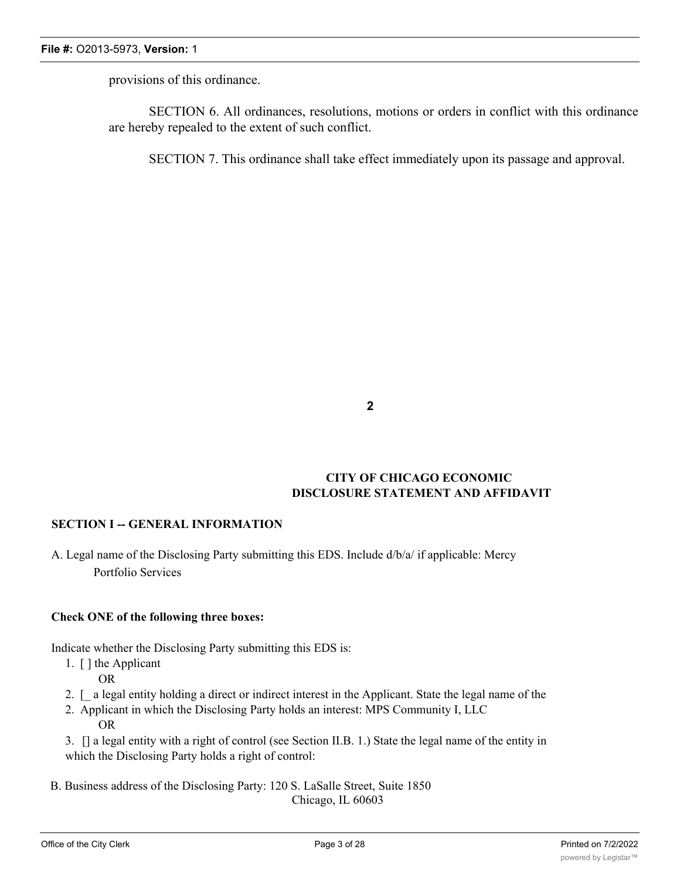provisions of this ordinance.

SECTION 6. All ordinances, resolutions, motions or orders in conflict with this ordinance are hereby repealed to the extent of such conflict.

SECTION 7. This ordinance shall take effect immediately upon its passage and approval.

**CITY OF CHICAGO ECONOMIC DISCLOSURE STATEMENT AND AFFIDAVIT**

**SECTION I -- GENERAL INFORMATION**

A. Legal name of the Disclosing Party submitting this EDS. Include d/b/a/ if applicable: Mercy Portfolio Services

**Check ONE of the following three boxes:**

Indicate whether the Disclosing Party submitting this EDS is:

1. [ ] the Applicant
   OR
2. [_ a legal entity holding a direct or indirect interest in the Applicant. State the legal name of the
2. Applicant in which the Disclosing Party holds an interest: MPS Community I, LLC
   OR
3. [] a legal entity with a right of control (see Section II.B. 1.) State the legal name of the entity in which the Disclosing Party holds a right of control:

B. Business address of the Disclosing Party: 120 S. LaSalle Street, Suite 1850
Chicago, IL 60603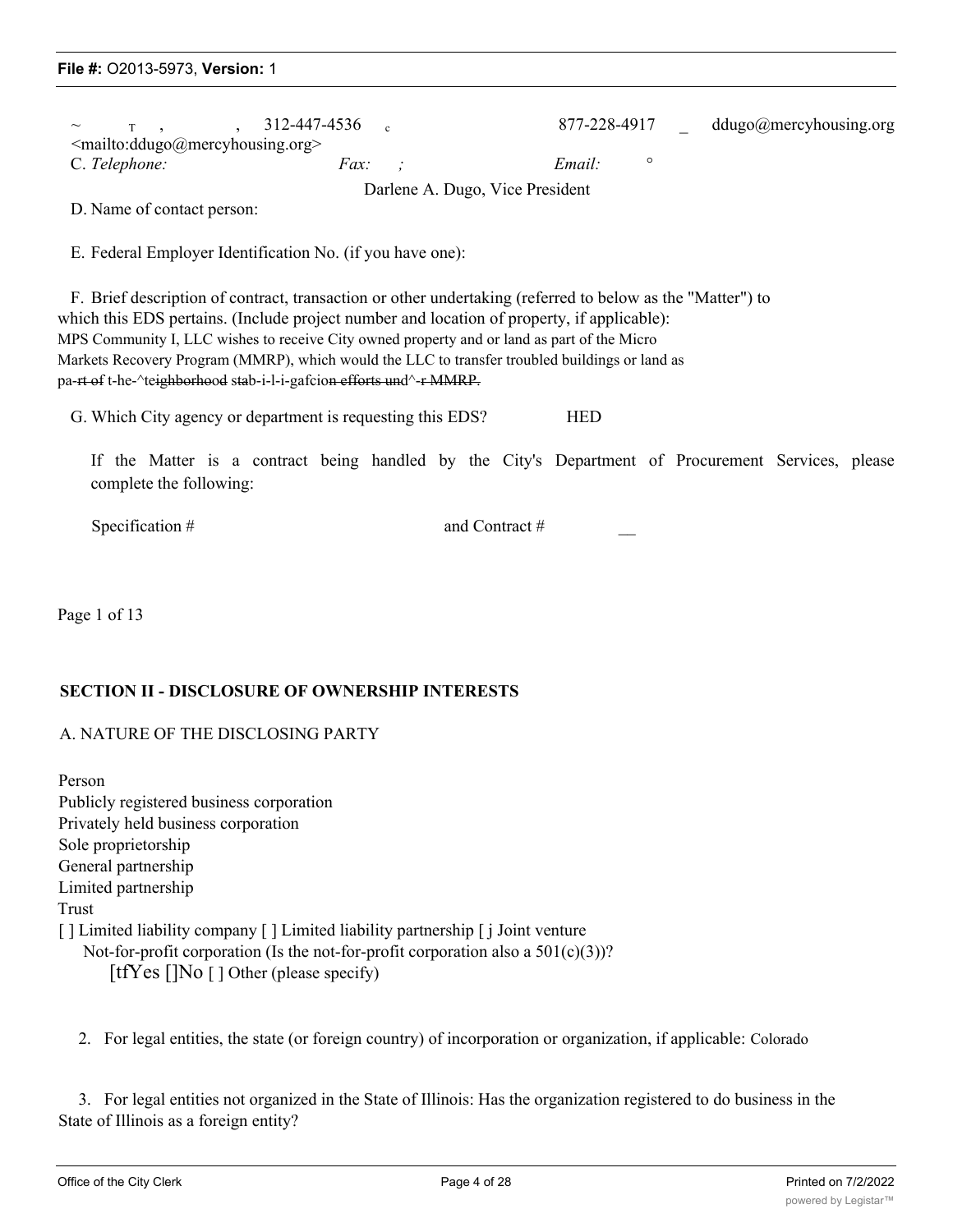~ T , , 312-447-4536 c 877-228-4917 _ ddugo@mercyhousing.org <mailto:ddugo@mercyhousing.org>

C. *Telephone:* *Fax:* ; *Email:* °

Darlene A. Dugo, Vice President

D. Name of contact person:

E. Federal Employer Identification No. (if you have one):

F. Brief description of contract, transaction or other undertaking (referred to below as the "Matter") to which this EDS pertains. (Include project number and location of property, if applicable):

MPS Community I, LLC wishes to receive City owned property and or land as part of the Micro Markets Recovery Program (MMRP), which would the LLC to transfer troubled buildings or land as pa-~~rt of~~ t-he-^t~~eighborhood~~ stab-i-l-i-gafcio~~n efforts und~~^-~~r MMRP.~~

G. Which City agency or department is requesting this EDS? HED

If the Matter is a contract being handled by the City's Department of Procurement Services, please complete the following:

Specification # and Contract # __

Page 1 of 13

## SECTION II - DISCLOSURE OF OWNERSHIP INTERESTS

A. NATURE OF THE DISCLOSING PARTY

Person
Publicly registered business corporation
Privately held business corporation
Sole proprietorship
General partnership
Limited partnership
Trust
[ ] Limited liability company [ ] Limited liability partnership [ j Joint venture
Not-for-profit corporation (Is the not-for-profit corporation also a 501(c)(3))?
[tfYes []No [ ] Other (please specify)

2. For legal entities, the state (or foreign country) of incorporation or organization, if applicable: Colorado

3. For legal entities not organized in the State of Illinois: Has the organization registered to do business in the State of Illinois as a foreign entity?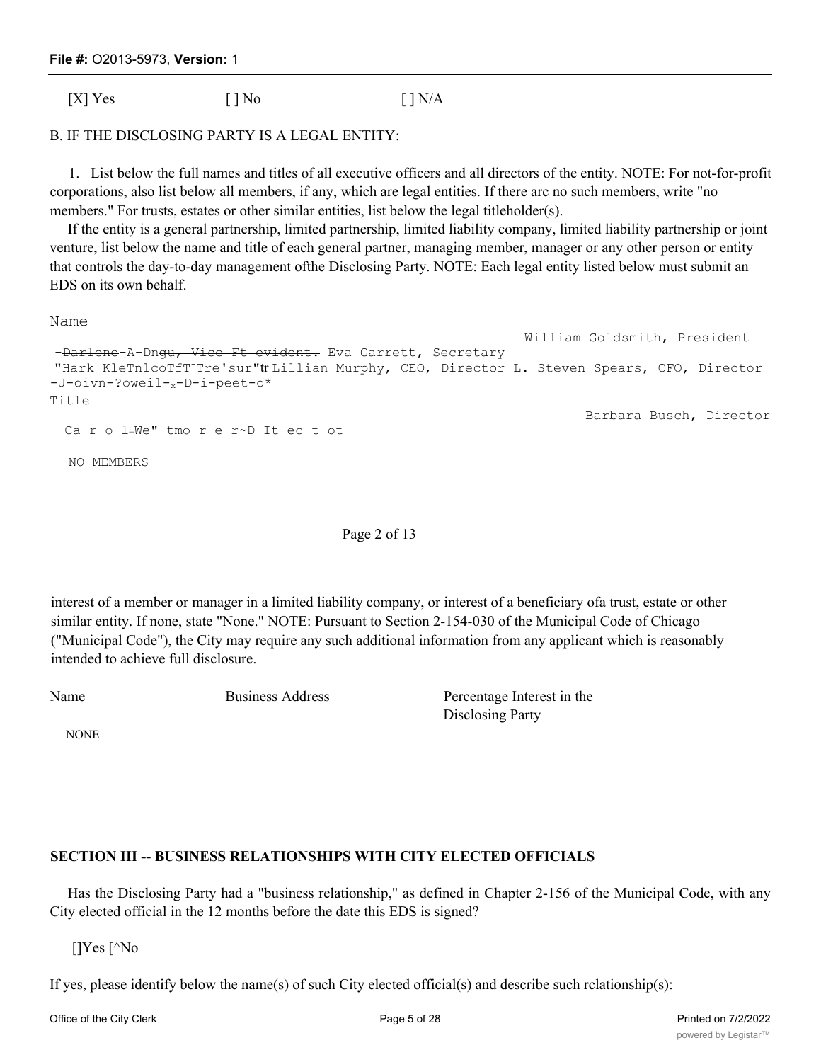[X] Yes [ ] No [ ] N/A

B. IF THE DISCLOSING PARTY IS A LEGAL ENTITY:

1. List below the full names and titles of all executive officers and all directors of the entity. NOTE: For not-for-profit corporations, also list below all members, if any, which are legal entities. If there arc no such members, write "no members." For trusts, estates or other similar entities, list below the legal titleholder(s).

If the entity is a general partnership, limited partnership, limited liability company, limited liability partnership or joint venture, list below the name and title of each general partner, managing member, manager or any other person or entity that controls the day-to-day management ofthe Disclosing Party. NOTE: Each legal entity listed below must submit an EDS on its own behalf.

```
Name
                                                                William Goldsmith, President
 -Darlene-A-Dngu, Vice Ft evident. Eva Garrett, Secretary
 "Hark KleTnlcoTfT¯Tre'sur"tr Lillian Murphy, CEO, Director L. Steven Spears, CFO, Director
-J-oivn-?oweil-x-D-i-peet-o*
Title
                                                                         Barbara Busch, Director
  Ca r o l-We" tmo r e r~D It ec t ot

   NO MEMBERS
```

Page 2 of 13

interest of a member or manager in a limited liability company, or interest of a beneficiary ofa trust, estate or other similar entity. If none, state "None." NOTE: Pursuant to Section 2-154-030 of the Municipal Code of Chicago ("Municipal Code"), the City may require any such additional information from any applicant which is reasonably intended to achieve full disclosure.

| Name | Business Address | Percentage Interest in the Disclosing Party |
|---|---|---|
| NONE | | |

## SECTION III -- BUSINESS RELATIONSHIPS WITH CITY ELECTED OFFICIALS

Has the Disclosing Party had a "business relationship," as defined in Chapter 2-156 of the Municipal Code, with any City elected official in the 12 months before the date this EDS is signed?

[]Yes [^No

If yes, please identify below the name(s) of such City elected official(s) and describe such rclationship(s):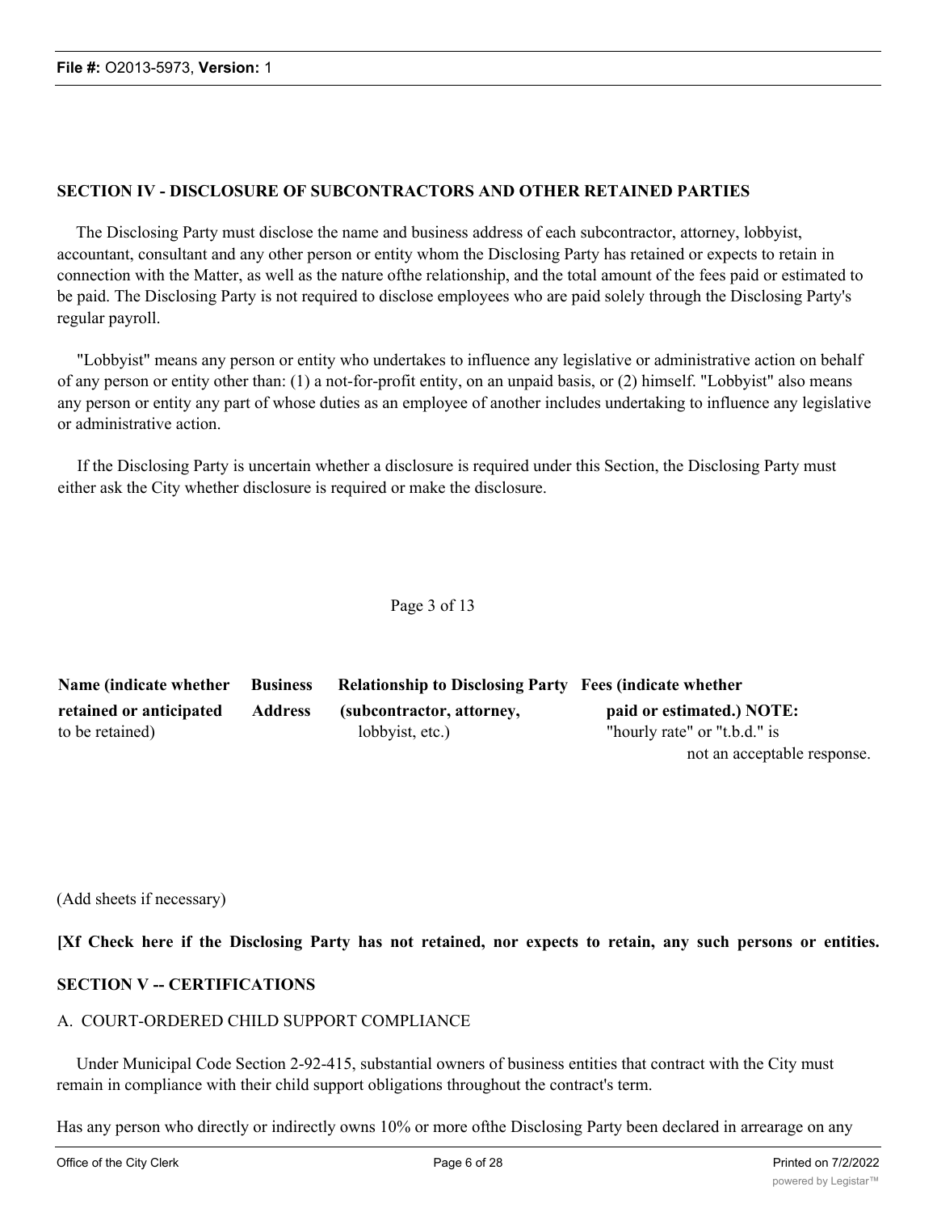## SECTION IV - DISCLOSURE OF SUBCONTRACTORS AND OTHER RETAINED PARTIES

The Disclosing Party must disclose the name and business address of each subcontractor, attorney, lobbyist, accountant, consultant and any other person or entity whom the Disclosing Party has retained or expects to retain in connection with the Matter, as well as the nature ofthe relationship, and the total amount of the fees paid or estimated to be paid. The Disclosing Party is not required to disclose employees who are paid solely through the Disclosing Party's regular payroll.

"Lobbyist" means any person or entity who undertakes to influence any legislative or administrative action on behalf of any person or entity other than: (1) a not-for-profit entity, on an unpaid basis, or (2) himself. "Lobbyist" also means any person or entity any part of whose duties as an employee of another includes undertaking to influence any legislative or administrative action.

If the Disclosing Party is uncertain whether a disclosure is required under this Section, the Disclosing Party must either ask the City whether disclosure is required or make the disclosure.

Page 3 of 13

| **Name (indicate whether retained or anticipated** to be retained) | **Business Address** | **Relationship to Disclosing Party (subcontractor, attorney,** lobbyist, etc.) | **Fees (indicate whether paid or estimated.) NOTE:** "hourly rate" or "t.b.d." is not an acceptable response. |
|---|---|---|---|
| | | | |

(Add sheets if necessary)

**[Xf Check here if the Disclosing Party has not retained, nor expects to retain, any such persons or entities.**

## SECTION V -- CERTIFICATIONS

A. COURT-ORDERED CHILD SUPPORT COMPLIANCE

Under Municipal Code Section 2-92-415, substantial owners of business entities that contract with the City must remain in compliance with their child support obligations throughout the contract's term.

Has any person who directly or indirectly owns 10% or more ofthe Disclosing Party been declared in arrearage on any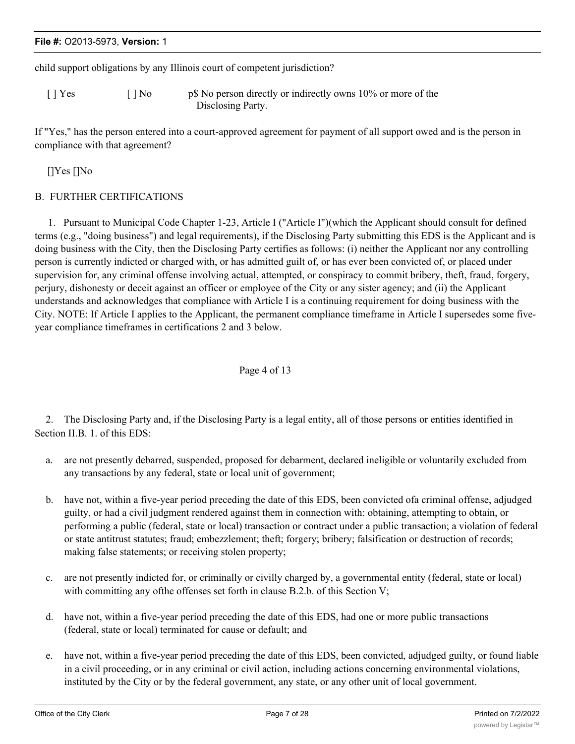child support obligations by any Illinois court of competent jurisdiction?

[ ] Yes [ ] No p$ No person directly or indirectly owns 10% or more of the Disclosing Party.

If "Yes," has the person entered into a court-approved agreement for payment of all support owed and is the person in compliance with that agreement?

[]Yes []No

B. FURTHER CERTIFICATIONS

1. Pursuant to Municipal Code Chapter 1-23, Article I ("Article I")(which the Applicant should consult for defined terms (e.g., "doing business") and legal requirements), if the Disclosing Party submitting this EDS is the Applicant and is doing business with the City, then the Disclosing Party certifies as follows: (i) neither the Applicant nor any controlling person is currently indicted or charged with, or has admitted guilt of, or has ever been convicted of, or placed under supervision for, any criminal offense involving actual, attempted, or conspiracy to commit bribery, theft, fraud, forgery, perjury, dishonesty or deceit against an officer or employee of the City or any sister agency; and (ii) the Applicant understands and acknowledges that compliance with Article I is a continuing requirement for doing business with the City. NOTE: If Article I applies to the Applicant, the permanent compliance timeframe in Article I supersedes some five-year compliance timeframes in certifications 2 and 3 below.

Page 4 of 13

2. The Disclosing Party and, if the Disclosing Party is a legal entity, all of those persons or entities identified in Section II.B. 1. of this EDS:

a. are not presently debarred, suspended, proposed for debarment, declared ineligible or voluntarily excluded from any transactions by any federal, state or local unit of government;

b. have not, within a five-year period preceding the date of this EDS, been convicted ofa criminal offense, adjudged guilty, or had a civil judgment rendered against them in connection with: obtaining, attempting to obtain, or performing a public (federal, state or local) transaction or contract under a public transaction; a violation of federal or state antitrust statutes; fraud; embezzlement; theft; forgery; bribery; falsification or destruction of records; making false statements; or receiving stolen property;

c. are not presently indicted for, or criminally or civilly charged by, a governmental entity (federal, state or local) with committing any ofthe offenses set forth in clause B.2.b. of this Section V;

d. have not, within a five-year period preceding the date of this EDS, had one or more public transactions (federal, state or local) terminated for cause or default; and

e. have not, within a five-year period preceding the date of this EDS, been convicted, adjudged guilty, or found liable in a civil proceeding, or in any criminal or civil action, including actions concerning environmental violations, instituted by the City or by the federal government, any state, or any other unit of local government.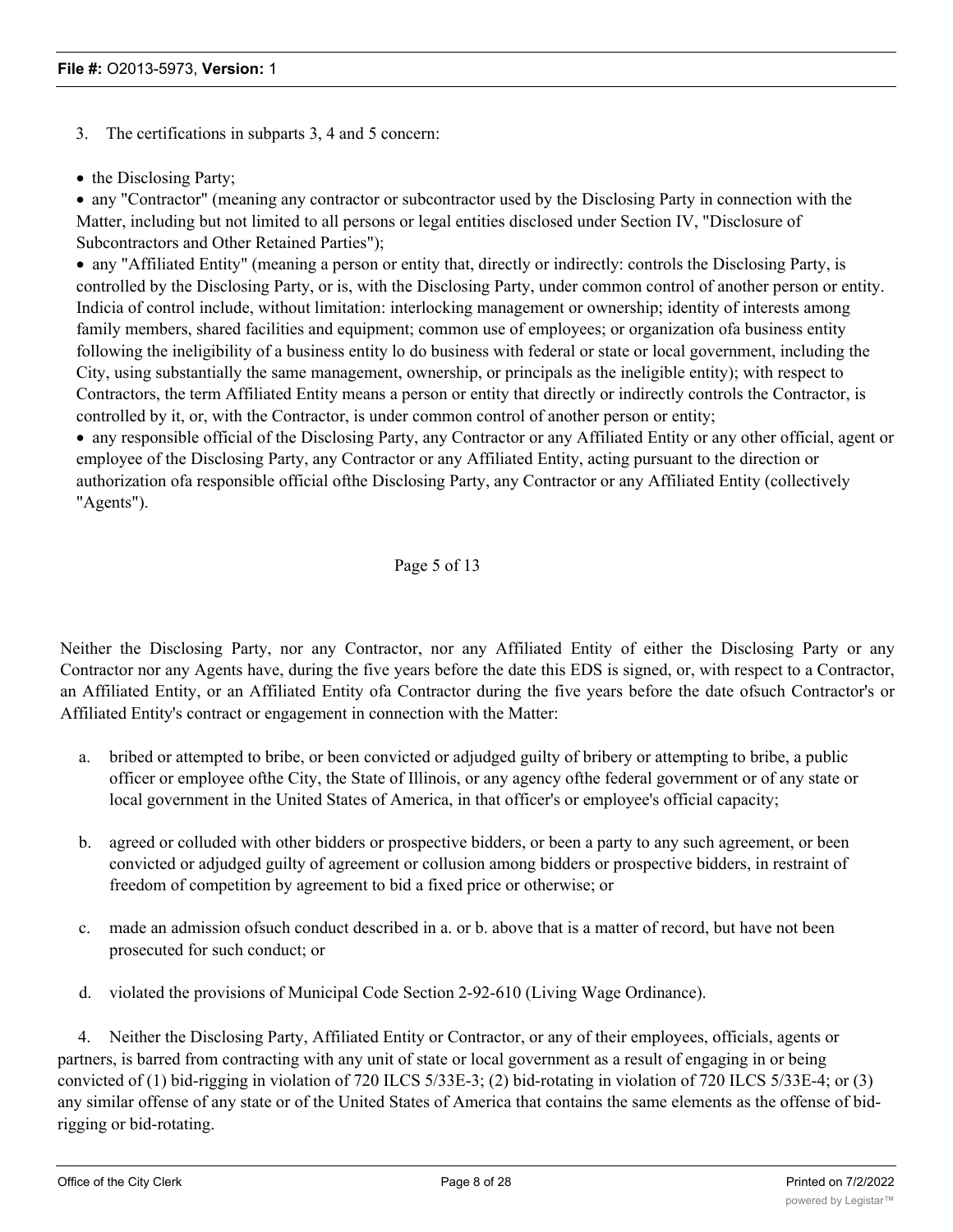3. The certifications in subparts 3, 4 and 5 concern:

- the Disclosing Party;
- any "Contractor" (meaning any contractor or subcontractor used by the Disclosing Party in connection with the Matter, including but not limited to all persons or legal entities disclosed under Section IV, "Disclosure of Subcontractors and Other Retained Parties");
- any "Affiliated Entity" (meaning a person or entity that, directly or indirectly: controls the Disclosing Party, is controlled by the Disclosing Party, or is, with the Disclosing Party, under common control of another person or entity. Indicia of control include, without limitation: interlocking management or ownership; identity of interests among family members, shared facilities and equipment; common use of employees; or organization ofa business entity following the ineligibility of a business entity lo do business with federal or state or local government, including the City, using substantially the same management, ownership, or principals as the ineligible entity); with respect to Contractors, the term Affiliated Entity means a person or entity that directly or indirectly controls the Contractor, is controlled by it, or, with the Contractor, is under common control of another person or entity;
- any responsible official of the Disclosing Party, any Contractor or any Affiliated Entity or any other official, agent or employee of the Disclosing Party, any Contractor or any Affiliated Entity, acting pursuant to the direction or authorization ofa responsible official ofthe Disclosing Party, any Contractor or any Affiliated Entity (collectively "Agents").

Page 5 of 13

Neither the Disclosing Party, nor any Contractor, nor any Affiliated Entity of either the Disclosing Party or any Contractor nor any Agents have, during the five years before the date this EDS is signed, or, with respect to a Contractor, an Affiliated Entity, or an Affiliated Entity ofa Contractor during the five years before the date ofsuch Contractor's or Affiliated Entity's contract or engagement in connection with the Matter:

a. bribed or attempted to bribe, or been convicted or adjudged guilty of bribery or attempting to bribe, a public officer or employee ofthe City, the State of Illinois, or any agency ofthe federal government or of any state or local government in the United States of America, in that officer's or employee's official capacity;

b. agreed or colluded with other bidders or prospective bidders, or been a party to any such agreement, or been convicted or adjudged guilty of agreement or collusion among bidders or prospective bidders, in restraint of freedom of competition by agreement to bid a fixed price or otherwise; or

c. made an admission ofsuch conduct described in a. or b. above that is a matter of record, but have not been prosecuted for such conduct; or

d. violated the provisions of Municipal Code Section 2-92-610 (Living Wage Ordinance).

4. Neither the Disclosing Party, Affiliated Entity or Contractor, or any of their employees, officials, agents or partners, is barred from contracting with any unit of state or local government as a result of engaging in or being convicted of (1) bid-rigging in violation of 720 ILCS 5/33E-3; (2) bid-rotating in violation of 720 ILCS 5/33E-4; or (3) any similar offense of any state or of the United States of America that contains the same elements as the offense of bid-rigging or bid-rotating.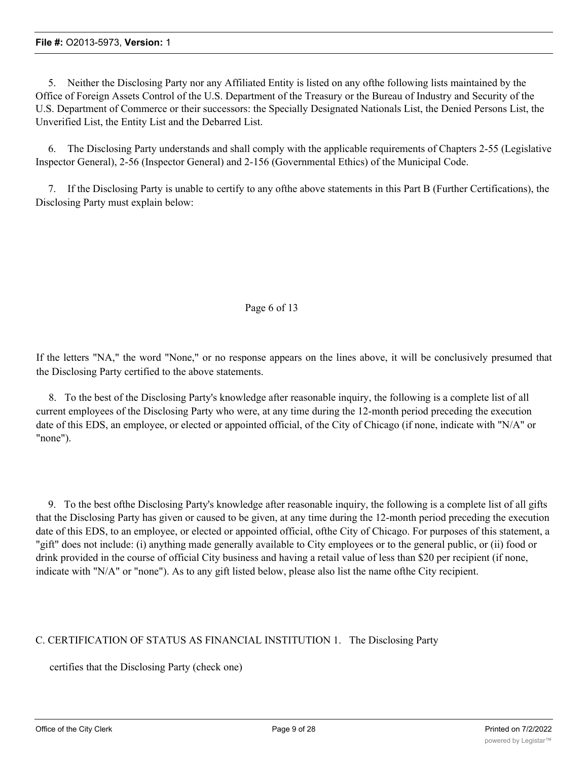5. Neither the Disclosing Party nor any Affiliated Entity is listed on any ofthe following lists maintained by the Office of Foreign Assets Control of the U.S. Department of the Treasury or the Bureau of Industry and Security of the U.S. Department of Commerce or their successors: the Specially Designated Nationals List, the Denied Persons List, the Unverified List, the Entity List and the Debarred List.

6. The Disclosing Party understands and shall comply with the applicable requirements of Chapters 2-55 (Legislative Inspector General), 2-56 (Inspector General) and 2-156 (Governmental Ethics) of the Municipal Code.

7. If the Disclosing Party is unable to certify to any ofthe above statements in this Part B (Further Certifications), the Disclosing Party must explain below:

If the letters "NA," the word "None," or no response appears on the lines above, it will be conclusively presumed that the Disclosing Party certified to the above statements.

8. To the best of the Disclosing Party's knowledge after reasonable inquiry, the following is a complete list of all current employees of the Disclosing Party who were, at any time during the 12-month period preceding the execution date of this EDS, an employee, or elected or appointed official, of the City of Chicago (if none, indicate with "N/A" or "none").

9. To the best ofthe Disclosing Party's knowledge after reasonable inquiry, the following is a complete list of all gifts that the Disclosing Party has given or caused to be given, at any time during the 12-month period preceding the execution date of this EDS, to an employee, or elected or appointed official, ofthe City of Chicago. For purposes of this statement, a "gift" does not include: (i) anything made generally available to City employees or to the general public, or (ii) food or drink provided in the course of official City business and having a retail value of less than $20 per recipient (if none, indicate with "N/A" or "none"). As to any gift listed below, please also list the name ofthe City recipient.

C. CERTIFICATION OF STATUS AS FINANCIAL INSTITUTION 1. The Disclosing Party

certifies that the Disclosing Party (check one)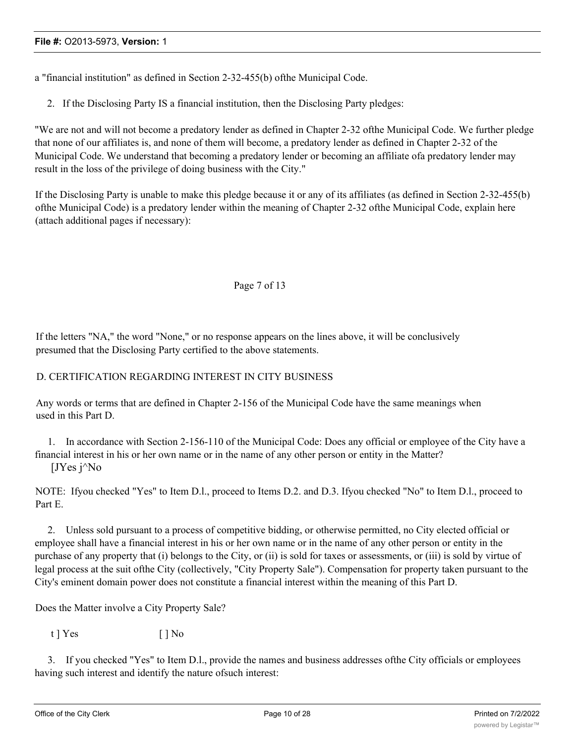a "financial institution" as defined in Section 2-32-455(b) ofthe Municipal Code.

2. If the Disclosing Party IS a financial institution, then the Disclosing Party pledges:

"We are not and will not become a predatory lender as defined in Chapter 2-32 ofthe Municipal Code. We further pledge that none of our affiliates is, and none of them will become, a predatory lender as defined in Chapter 2-32 of the Municipal Code. We understand that becoming a predatory lender or becoming an affiliate ofa predatory lender may result in the loss of the privilege of doing business with the City."

If the Disclosing Party is unable to make this pledge because it or any of its affiliates (as defined in Section 2-32-455(b) ofthe Municipal Code) is a predatory lender within the meaning of Chapter 2-32 ofthe Municipal Code, explain here (attach additional pages if necessary):

Page 7 of 13

If the letters "NA," the word "None," or no response appears on the lines above, it will be conclusively presumed that the Disclosing Party certified to the above statements.

D. CERTIFICATION REGARDING INTEREST IN CITY BUSINESS

Any words or terms that are defined in Chapter 2-156 of the Municipal Code have the same meanings when used in this Part D.

1. In accordance with Section 2-156-110 of the Municipal Code: Does any official or employee of the City have a financial interest in his or her own name or in the name of any other person or entity in the Matter?
[JYes j^No

NOTE: Ifyou checked "Yes" to Item D.l., proceed to Items D.2. and D.3. Ifyou checked "No" to Item D.l., proceed to Part E.

2. Unless sold pursuant to a process of competitive bidding, or otherwise permitted, no City elected official or employee shall have a financial interest in his or her own name or in the name of any other person or entity in the purchase of any property that (i) belongs to the City, or (ii) is sold for taxes or assessments, or (iii) is sold by virtue of legal process at the suit ofthe City (collectively, "City Property Sale"). Compensation for property taken pursuant to the City's eminent domain power does not constitute a financial interest within the meaning of this Part D.

Does the Matter involve a City Property Sale?

t ] Yes [ ] No

3. If you checked "Yes" to Item D.l., provide the names and business addresses ofthe City officials or employees having such interest and identify the nature ofsuch interest: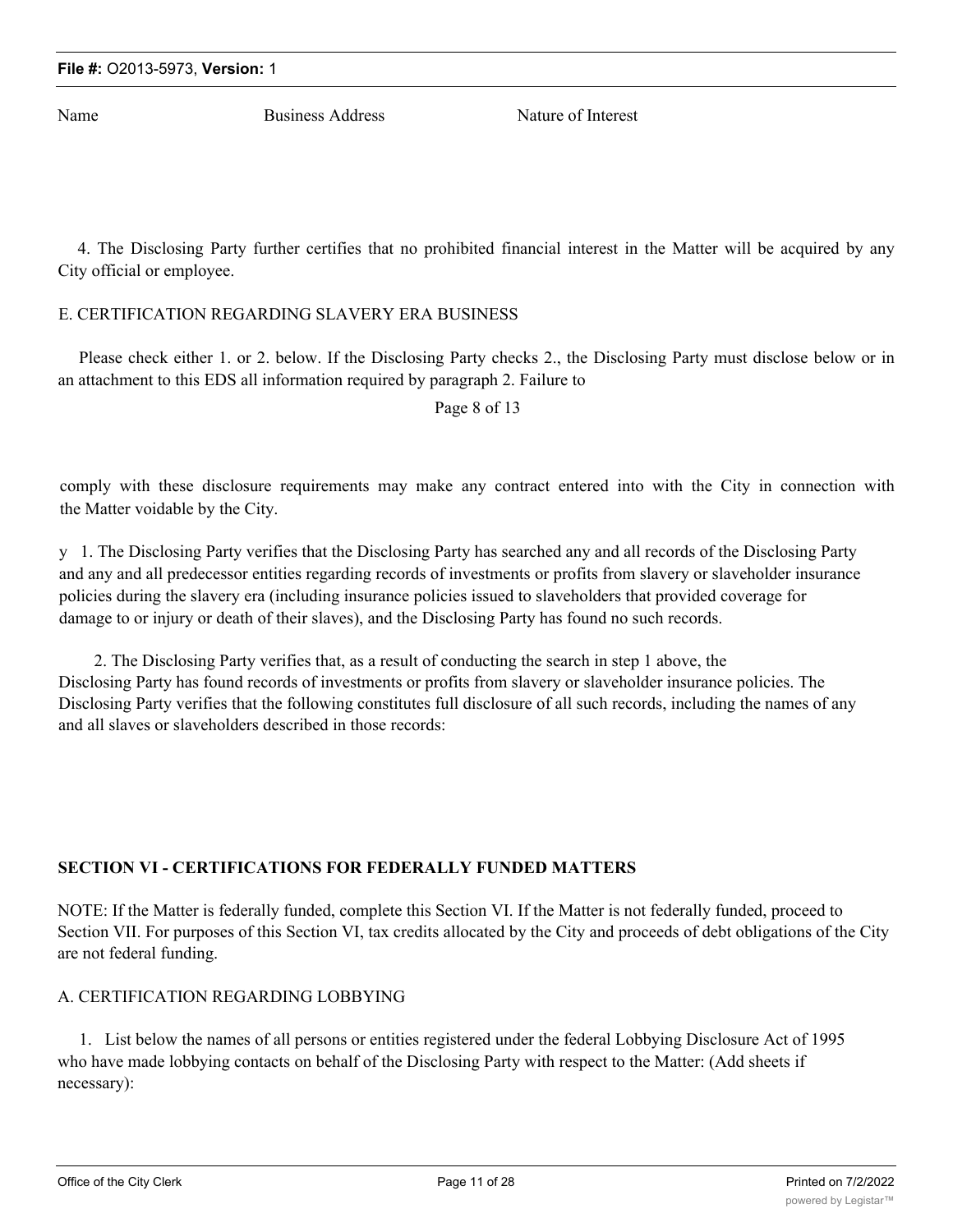Name Business Address Nature of Interest

4. The Disclosing Party further certifies that no prohibited financial interest in the Matter will be acquired by any City official or employee.

E. CERTIFICATION REGARDING SLAVERY ERA BUSINESS

Please check either 1. or 2. below. If the Disclosing Party checks 2., the Disclosing Party must disclose below or in an attachment to this EDS all information required by paragraph 2. Failure to

Page 8 of 13

comply with these disclosure requirements may make any contract entered into with the City in connection with the Matter voidable by the City.

y 1. The Disclosing Party verifies that the Disclosing Party has searched any and all records of the Disclosing Party and any and all predecessor entities regarding records of investments or profits from slavery or slaveholder insurance policies during the slavery era (including insurance policies issued to slaveholders that provided coverage for damage to or injury or death of their slaves), and the Disclosing Party has found no such records.

2. The Disclosing Party verifies that, as a result of conducting the search in step 1 above, the Disclosing Party has found records of investments or profits from slavery or slaveholder insurance policies. The Disclosing Party verifies that the following constitutes full disclosure of all such records, including the names of any and all slaves or slaveholders described in those records:

**SECTION VI - CERTIFICATIONS FOR FEDERALLY FUNDED MATTERS**

NOTE: If the Matter is federally funded, complete this Section VI. If the Matter is not federally funded, proceed to Section VII. For purposes of this Section VI, tax credits allocated by the City and proceeds of debt obligations of the City are not federal funding.

A. CERTIFICATION REGARDING LOBBYING

1. List below the names of all persons or entities registered under the federal Lobbying Disclosure Act of 1995 who have made lobbying contacts on behalf of the Disclosing Party with respect to the Matter: (Add sheets if necessary):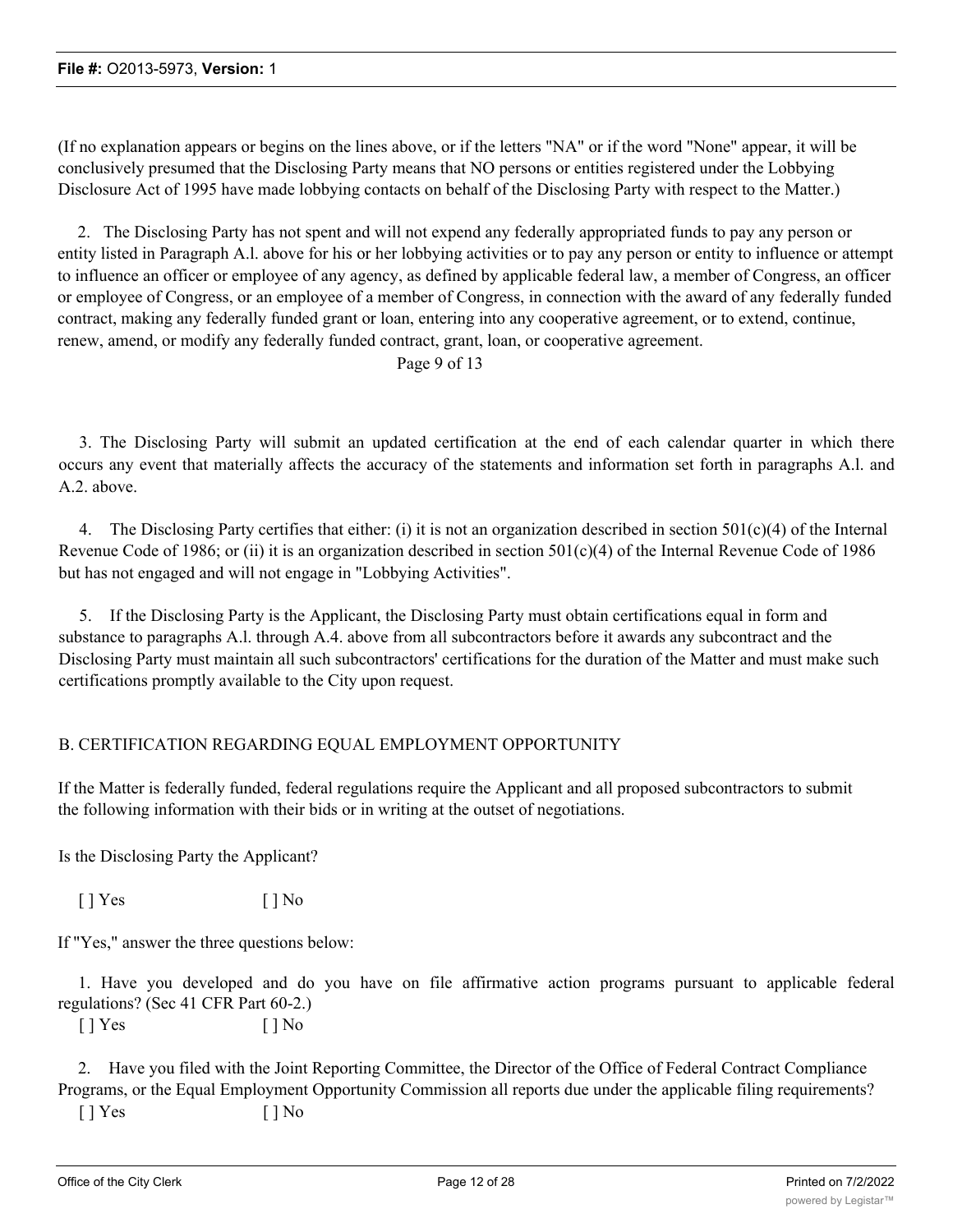(If no explanation appears or begins on the lines above, or if the letters "NA" or if the word "None" appear, it will be conclusively presumed that the Disclosing Party means that NO persons or entities registered under the Lobbying Disclosure Act of 1995 have made lobbying contacts on behalf of the Disclosing Party with respect to the Matter.)

2. The Disclosing Party has not spent and will not expend any federally appropriated funds to pay any person or entity listed in Paragraph A.l. above for his or her lobbying activities or to pay any person or entity to influence or attempt to influence an officer or employee of any agency, as defined by applicable federal law, a member of Congress, an officer or employee of Congress, or an employee of a member of Congress, in connection with the award of any federally funded contract, making any federally funded grant or loan, entering into any cooperative agreement, or to extend, continue, renew, amend, or modify any federally funded contract, grant, loan, or cooperative agreement.

Page 9 of 13

3. The Disclosing Party will submit an updated certification at the end of each calendar quarter in which there occurs any event that materially affects the accuracy of the statements and information set forth in paragraphs A.l. and A.2. above.

4. The Disclosing Party certifies that either: (i) it is not an organization described in section 501(c)(4) of the Internal Revenue Code of 1986; or (ii) it is an organization described in section 501(c)(4) of the Internal Revenue Code of 1986 but has not engaged and will not engage in "Lobbying Activities".

5. If the Disclosing Party is the Applicant, the Disclosing Party must obtain certifications equal in form and substance to paragraphs A.l. through A.4. above from all subcontractors before it awards any subcontract and the Disclosing Party must maintain all such subcontractors' certifications for the duration of the Matter and must make such certifications promptly available to the City upon request.

B. CERTIFICATION REGARDING EQUAL EMPLOYMENT OPPORTUNITY

If the Matter is federally funded, federal regulations require the Applicant and all proposed subcontractors to submit the following information with their bids or in writing at the outset of negotiations.

Is the Disclosing Party the Applicant?

[ ] Yes [ ] No

If "Yes," answer the three questions below:

1. Have you developed and do you have on file affirmative action programs pursuant to applicable federal regulations? (Sec 41 CFR Part 60-2.)

[ ] Yes [ ] No

2. Have you filed with the Joint Reporting Committee, the Director of the Office of Federal Contract Compliance Programs, or the Equal Employment Opportunity Commission all reports due under the applicable filing requirements?

[ ] Yes [ ] No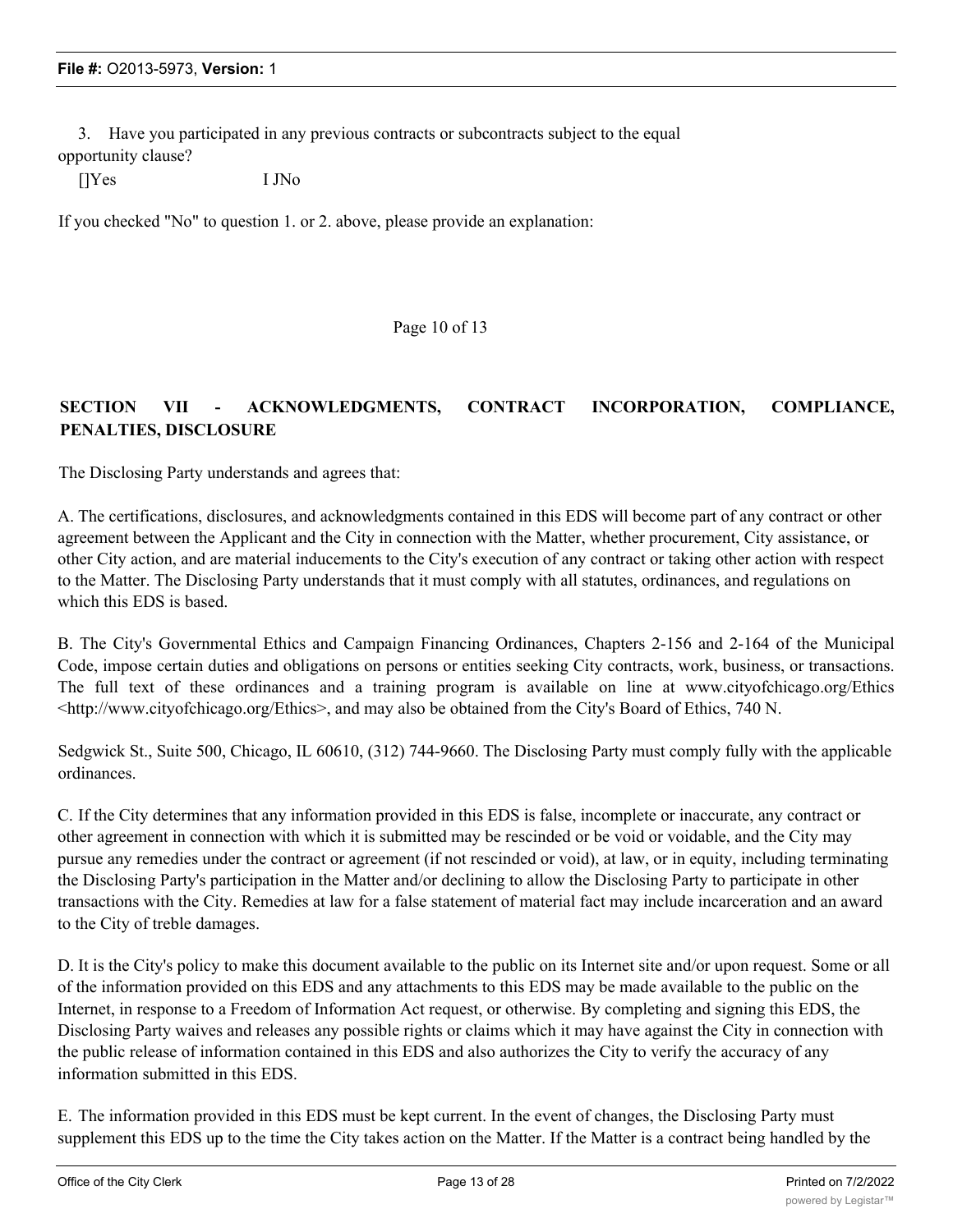3. Have you participated in any previous contracts or subcontracts subject to the equal opportunity clause?

[]Yes I JNo

If you checked "No" to question 1. or 2. above, please provide an explanation:

Page 10 of 13

**SECTION VII - ACKNOWLEDGMENTS, CONTRACT INCORPORATION, COMPLIANCE, PENALTIES, DISCLOSURE**

The Disclosing Party understands and agrees that:

A. The certifications, disclosures, and acknowledgments contained in this EDS will become part of any contract or other agreement between the Applicant and the City in connection with the Matter, whether procurement, City assistance, or other City action, and are material inducements to the City's execution of any contract or taking other action with respect to the Matter. The Disclosing Party understands that it must comply with all statutes, ordinances, and regulations on which this EDS is based.

B. The City's Governmental Ethics and Campaign Financing Ordinances, Chapters 2-156 and 2-164 of the Municipal Code, impose certain duties and obligations on persons or entities seeking City contracts, work, business, or transactions. The full text of these ordinances and a training program is available on line at www.cityofchicago.org/Ethics <http://www.cityofchicago.org/Ethics>, and may also be obtained from the City's Board of Ethics, 740 N.

Sedgwick St., Suite 500, Chicago, IL 60610, (312) 744-9660. The Disclosing Party must comply fully with the applicable ordinances.

C. If the City determines that any information provided in this EDS is false, incomplete or inaccurate, any contract or other agreement in connection with which it is submitted may be rescinded or be void or voidable, and the City may pursue any remedies under the contract or agreement (if not rescinded or void), at law, or in equity, including terminating the Disclosing Party's participation in the Matter and/or declining to allow the Disclosing Party to participate in other transactions with the City. Remedies at law for a false statement of material fact may include incarceration and an award to the City of treble damages.

D. It is the City's policy to make this document available to the public on its Internet site and/or upon request. Some or all of the information provided on this EDS and any attachments to this EDS may be made available to the public on the Internet, in response to a Freedom of Information Act request, or otherwise. By completing and signing this EDS, the Disclosing Party waives and releases any possible rights or claims which it may have against the City in connection with the public release of information contained in this EDS and also authorizes the City to verify the accuracy of any information submitted in this EDS.

E. The information provided in this EDS must be kept current. In the event of changes, the Disclosing Party must supplement this EDS up to the time the City takes action on the Matter. If the Matter is a contract being handled by the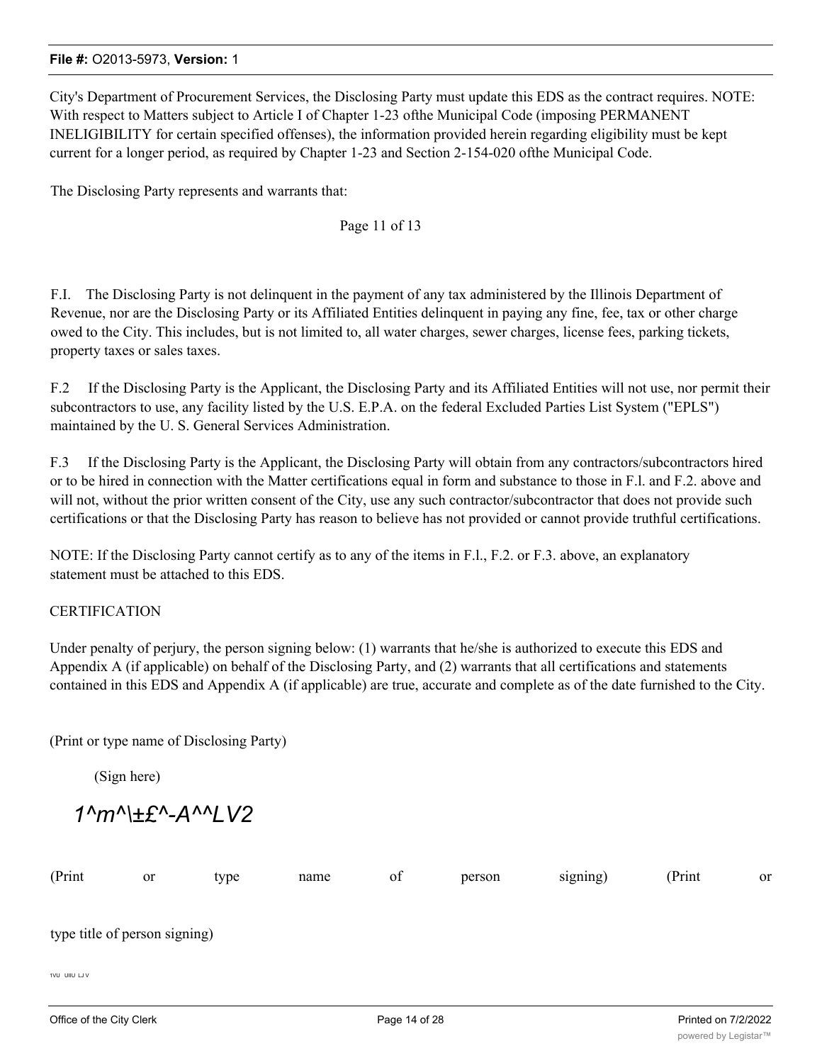City's Department of Procurement Services, the Disclosing Party must update this EDS as the contract requires. NOTE: With respect to Matters subject to Article I of Chapter 1-23 ofthe Municipal Code (imposing PERMANENT INELIGIBILITY for certain specified offenses), the information provided herein regarding eligibility must be kept current for a longer period, as required by Chapter 1-23 and Section 2-154-020 ofthe Municipal Code.

The Disclosing Party represents and warrants that:

Page 11 of 13

F.I. The Disclosing Party is not delinquent in the payment of any tax administered by the Illinois Department of Revenue, nor are the Disclosing Party or its Affiliated Entities delinquent in paying any fine, fee, tax or other charge owed to the City. This includes, but is not limited to, all water charges, sewer charges, license fees, parking tickets, property taxes or sales taxes.

F.2 If the Disclosing Party is the Applicant, the Disclosing Party and its Affiliated Entities will not use, nor permit their subcontractors to use, any facility listed by the U.S. E.P.A. on the federal Excluded Parties List System ("EPLS") maintained by the U. S. General Services Administration.

F.3 If the Disclosing Party is the Applicant, the Disclosing Party will obtain from any contractors/subcontractors hired or to be hired in connection with the Matter certifications equal in form and substance to those in F.l. and F.2. above and will not, without the prior written consent of the City, use any such contractor/subcontractor that does not provide such certifications or that the Disclosing Party has reason to believe has not provided or cannot provide truthful certifications.

NOTE: If the Disclosing Party cannot certify as to any of the items in F.l., F.2. or F.3. above, an explanatory statement must be attached to this EDS.

CERTIFICATION

Under penalty of perjury, the person signing below: (1) warrants that he/she is authorized to execute this EDS and Appendix A (if applicable) on behalf of the Disclosing Party, and (2) warrants that all certifications and statements contained in this EDS and Appendix A (if applicable) are true, accurate and complete as of the date furnished to the City.

(Print or type name of Disclosing Party)

(Sign here)

*1^m^\±£^-A^^LV2*

(Print or type name of person signing) (Print or type title of person signing)

1vu uiiu LJ v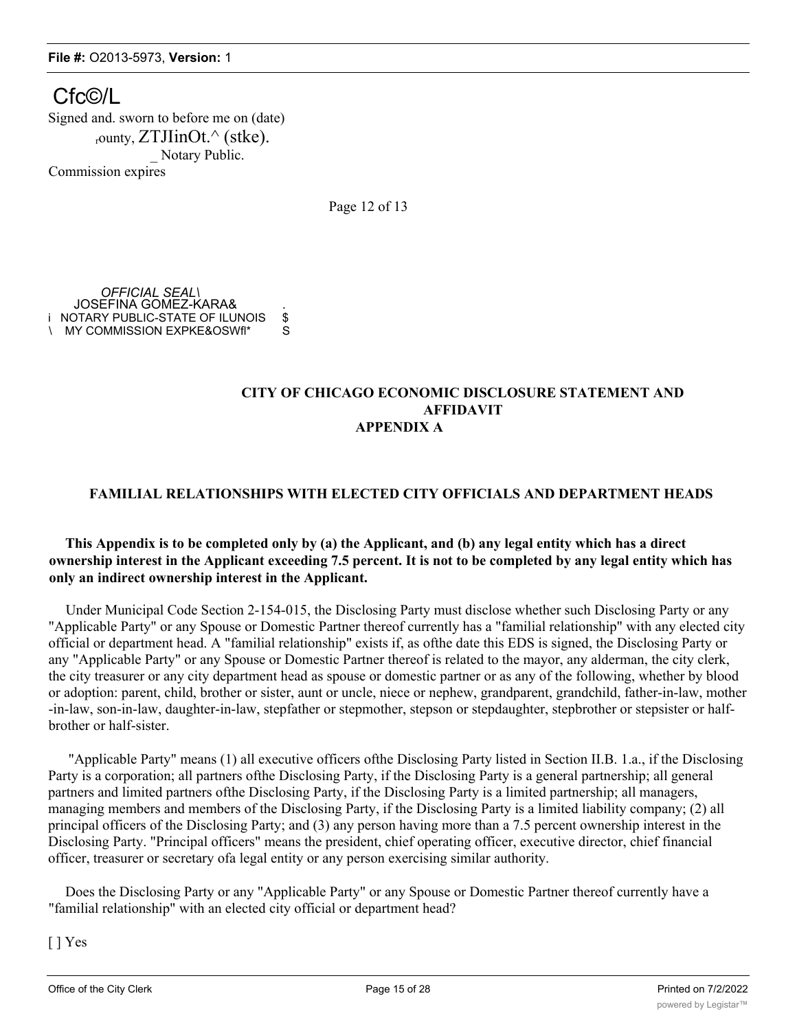Cfc©/L

Signed and. sworn to before me on (date)

rounty, ZTJIinOt.^ (stke).

_ Notary Public.

Commission expires

Page 12 of 13

*OFFICIAL SEAL\*
JOSEFINA GOMEZ-KARA&
i NOTARY PUBLIC-STATE OF ILUNOIS $
\ MY COMMISSION EXPKE&OSWfl* S

**CITY OF CHICAGO ECONOMIC DISCLOSURE STATEMENT AND AFFIDAVIT**
**APPENDIX A**

**FAMILIAL RELATIONSHIPS WITH ELECTED CITY OFFICIALS AND DEPARTMENT HEADS**

**This Appendix is to be completed only by (a) the Applicant, and (b) any legal entity which has a direct ownership interest in the Applicant exceeding 7.5 percent. It is not to be completed by any legal entity which has only an indirect ownership interest in the Applicant.**

Under Municipal Code Section 2-154-015, the Disclosing Party must disclose whether such Disclosing Party or any "Applicable Party" or any Spouse or Domestic Partner thereof currently has a "familial relationship" with any elected city official or department head. A "familial relationship" exists if, as ofthe date this EDS is signed, the Disclosing Party or any "Applicable Party" or any Spouse or Domestic Partner thereof is related to the mayor, any alderman, the city clerk, the city treasurer or any city department head as spouse or domestic partner or as any of the following, whether by blood or adoption: parent, child, brother or sister, aunt or uncle, niece or nephew, grandparent, grandchild, father-in-law, mother -in-law, son-in-law, daughter-in-law, stepfather or stepmother, stepson or stepdaughter, stepbrother or stepsister or half-brother or half-sister.

"Applicable Party" means (1) all executive officers ofthe Disclosing Party listed in Section II.B. 1.a., if the Disclosing Party is a corporation; all partners ofthe Disclosing Party, if the Disclosing Party is a general partnership; all general partners and limited partners ofthe Disclosing Party, if the Disclosing Party is a limited partnership; all managers, managing members and members of the Disclosing Party, if the Disclosing Party is a limited liability company; (2) all principal officers of the Disclosing Party; and (3) any person having more than a 7.5 percent ownership interest in the Disclosing Party. "Principal officers" means the president, chief operating officer, executive director, chief financial officer, treasurer or secretary ofa legal entity or any person exercising similar authority.

Does the Disclosing Party or any "Applicable Party" or any Spouse or Domestic Partner thereof currently have a "familial relationship" with an elected city official or department head?

[ ] Yes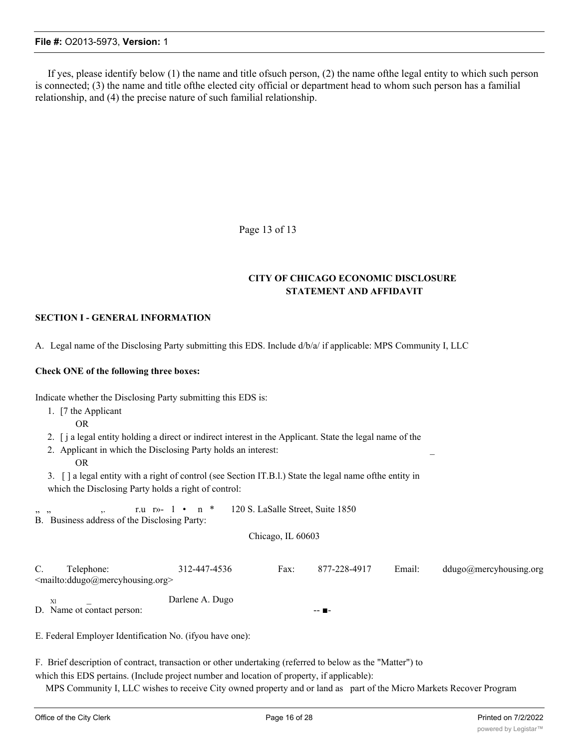If yes, please identify below (1) the name and title ofsuch person, (2) the name ofthe legal entity to which such person is connected; (3) the name and title ofthe elected city official or department head to whom such person has a familial relationship, and (4) the precise nature of such familial relationship.

Page 13 of 13

**CITY OF CHICAGO ECONOMIC DISCLOSURE STATEMENT AND AFFIDAVIT**

**SECTION I - GENERAL INFORMATION**

A. Legal name of the Disclosing Party submitting this EDS. Include d/b/a/ if applicable: MPS Community I, LLC

**Check ONE of the following three boxes:**

Indicate whether the Disclosing Party submitting this EDS is:

1. [7 the Applicant

   OR

2. [ j a legal entity holding a direct or indirect interest in the Applicant. State the legal name of the Applicant in which the Disclosing Party holds an interest: _

   OR

3. [ ] a legal entity with a right of control (see Section IT.B.l.) State the legal name ofthe entity in which the Disclosing Party holds a right of control:

B. Business address of the Disclosing Party: 120 S. LaSalle Street, Suite 1850

Chicago, IL 60603

C. Telephone: 312-447-4536 Fax: 877-228-4917 Email: ddugo@mercyhousing.org <mailto:ddugo@mercyhousing.org>

D. Name ot contact person: Darlene A. Dugo

E. Federal Employer Identification No. (ifyou have one):

F. Brief description of contract, transaction or other undertaking (referred to below as the "Matter") to which this EDS pertains. (Include project number and location of property, if applicable):

MPS Community I, LLC wishes to receive City owned property and or land as part of the Micro Markets Recover Program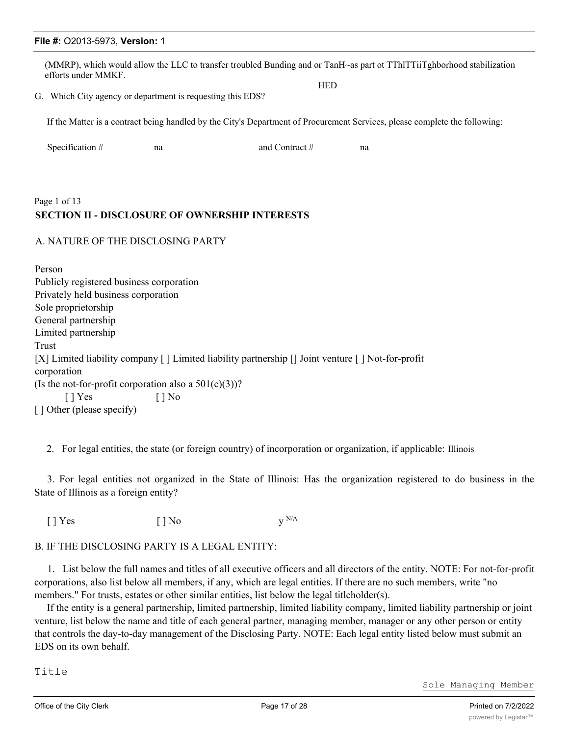(MMRP), which would allow the LLC to transfer troubled Bunding and or TanH~as part ot TThlTTiiTghborhood stabilization efforts under MMKF.

HED

G. Which City agency or department is requesting this EDS?

If the Matter is a contract being handled by the City's Department of Procurement Services, please complete the following:

Specification # na and Contract # na

Page 1 of 13

## SECTION II - DISCLOSURE OF OWNERSHIP INTERESTS

A. NATURE OF THE DISCLOSING PARTY

Person
Publicly registered business corporation
Privately held business corporation
Sole proprietorship
General partnership
Limited partnership
Trust
[X] Limited liability company [ ] Limited liability partnership [] Joint venture [ ] Not-for-profit corporation
(Is the not-for-profit corporation also a 501(c)(3))?
[ ] Yes [ ] No
[ ] Other (please specify)

2. For legal entities, the state (or foreign country) of incorporation or organization, if applicable: Illinois

3. For legal entities not organized in the State of Illinois: Has the organization registered to do business in the State of Illinois as a foreign entity?

[ ] Yes [ ] No y N/A

B. IF THE DISCLOSING PARTY IS A LEGAL ENTITY:

1. List below the full names and titles of all executive officers and all directors of the entity. NOTE: For not-for-profit corporations, also list below all members, if any, which are legal entities. If there are no such members, write "no members." For trusts, estates or other similar entities, list below the legal titlcholder(s).

If the entity is a general partnership, limited partnership, limited liability company, limited liability partnership or joint venture, list below the name and title of each general partner, managing member, manager or any other person or entity that controls the day-to-day management of the Disclosing Party. NOTE: Each legal entity listed below must submit an EDS on its own behalf.

Title

Sole Managing Member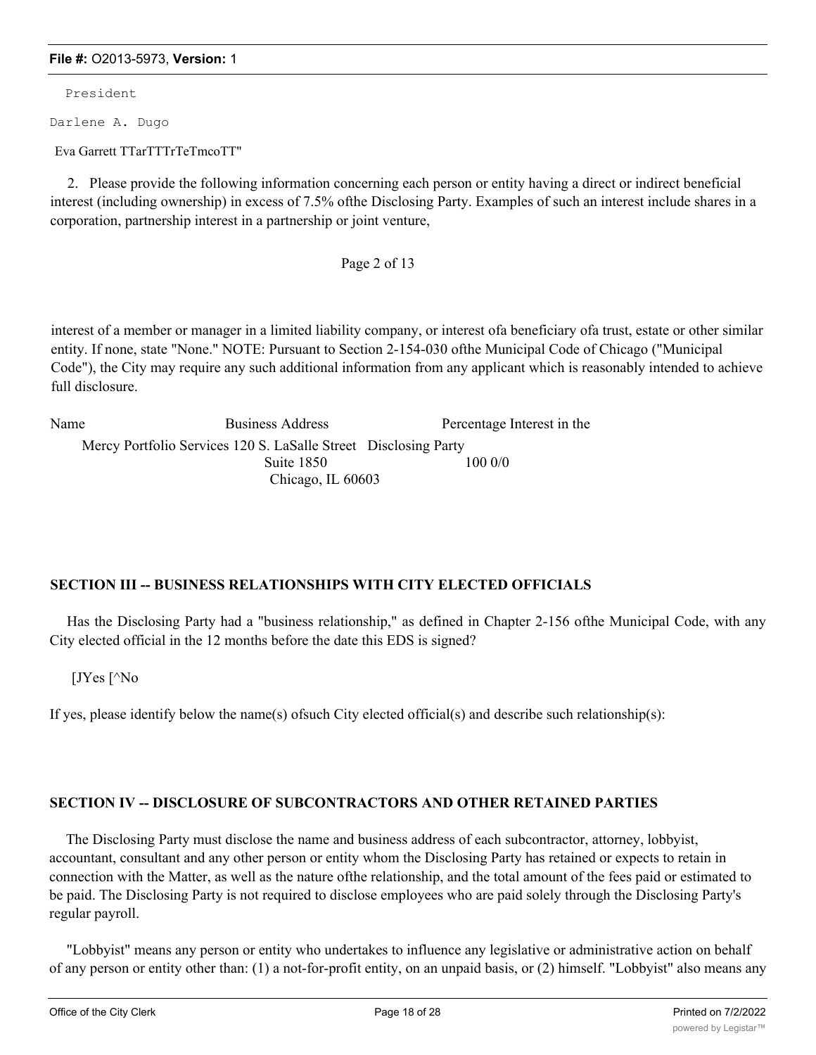President

Darlene A. Dugo

Eva Garrett TTarTTTrTeTmcoTT"

2. Please provide the following information concerning each person or entity having a direct or indirect beneficial interest (including ownership) in excess of 7.5% ofthe Disclosing Party. Examples of such an interest include shares in a corporation, partnership interest in a partnership or joint venture,

Page 2 of 13

interest of a member or manager in a limited liability company, or interest ofa beneficiary ofa trust, estate or other similar entity. If none, state "None." NOTE: Pursuant to Section 2-154-030 ofthe Municipal Code of Chicago ("Municipal Code"), the City may require any such additional information from any applicant which is reasonably intended to achieve full disclosure.

| Name | Business Address | Percentage Interest in the Disclosing Party |
|---|---|---|
| Mercy Portfolio Services | 120 S. LaSalle Street Suite 1850 Chicago, IL 60603 | 100 0/0 |

## SECTION III -- BUSINESS RELATIONSHIPS WITH CITY ELECTED OFFICIALS

Has the Disclosing Party had a "business relationship," as defined in Chapter 2-156 ofthe Municipal Code, with any City elected official in the 12 months before the date this EDS is signed?

[JYes [^No

If yes, please identify below the name(s) ofsuch City elected official(s) and describe such relationship(s):

## SECTION IV -- DISCLOSURE OF SUBCONTRACTORS AND OTHER RETAINED PARTIES

The Disclosing Party must disclose the name and business address of each subcontractor, attorney, lobbyist, accountant, consultant and any other person or entity whom the Disclosing Party has retained or expects to retain in connection with the Matter, as well as the nature ofthe relationship, and the total amount of the fees paid or estimated to be paid. The Disclosing Party is not required to disclose employees who are paid solely through the Disclosing Party's regular payroll.

"Lobbyist" means any person or entity who undertakes to influence any legislative or administrative action on behalf of any person or entity other than: (1) a not-for-profit entity, on an unpaid basis, or (2) himself. "Lobbyist" also means any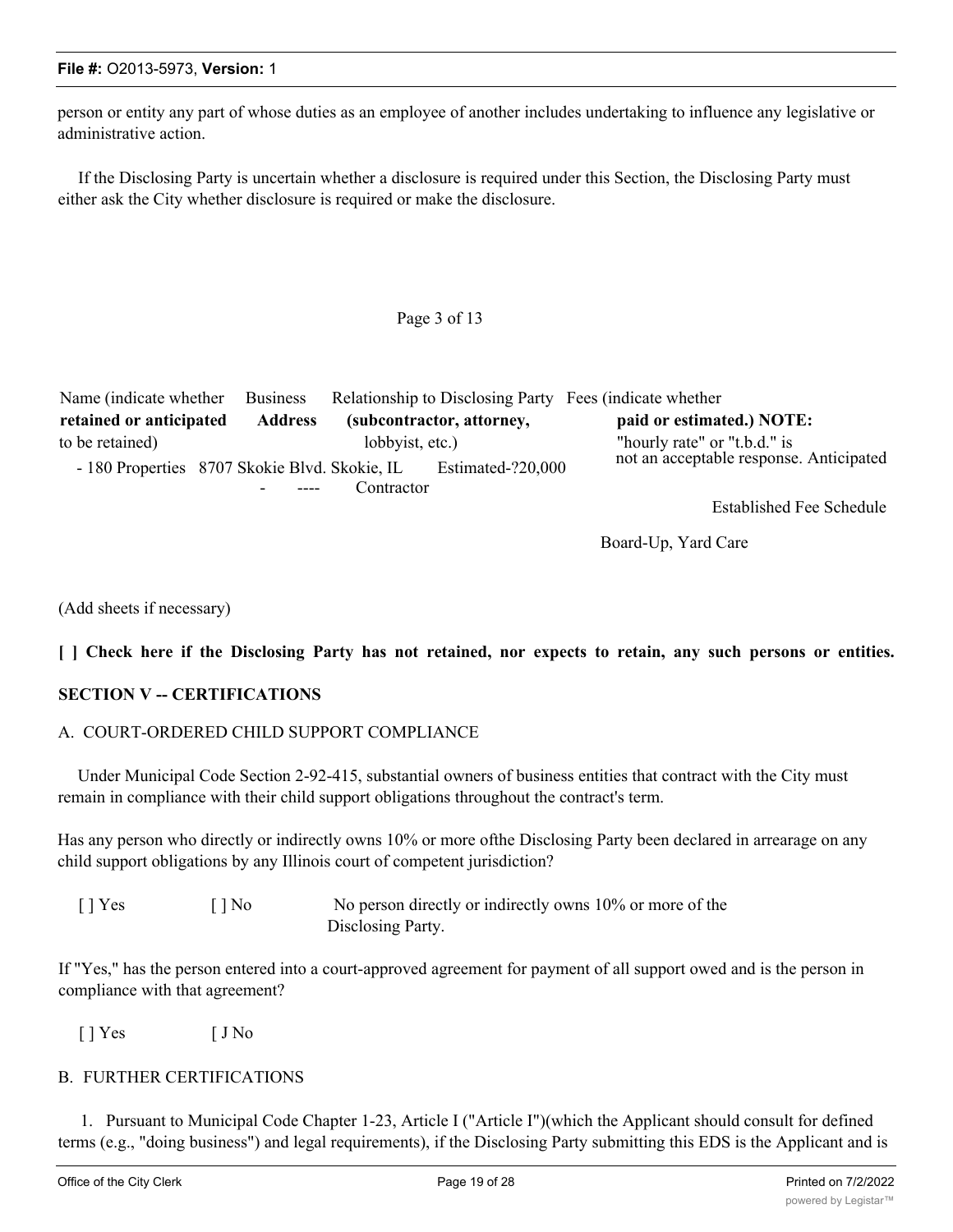person or entity any part of whose duties as an employee of another includes undertaking to influence any legislative or administrative action.

If the Disclosing Party is uncertain whether a disclosure is required under this Section, the Disclosing Party must either ask the City whether disclosure is required or make the disclosure.

Page 3 of 13

| Name (indicate whether **retained or anticipated** to be retained) | Business **Address** | Relationship to Disclosing Party **(subcontractor, attorney,** lobbyist, etc.) | Fees (indicate whether **paid or estimated.) NOTE:** "hourly rate" or "t.b.d." is not an acceptable response. |
|---|---|---|---|
| - 180 Properties | 8707 Skokie Blvd. Skokie, IL - ---- | Contractor | Estimated-?20,000 Anticipated Established Fee Schedule Board-Up, Yard Care |

(Add sheets if necessary)

**[ ] Check here if the Disclosing Party has not retained, nor expects to retain, any such persons or entities.**

## SECTION V -- CERTIFICATIONS

### A. COURT-ORDERED CHILD SUPPORT COMPLIANCE

Under Municipal Code Section 2-92-415, substantial owners of business entities that contract with the City must remain in compliance with their child support obligations throughout the contract's term.

Has any person who directly or indirectly owns 10% or more ofthe Disclosing Party been declared in arrearage on any child support obligations by any Illinois court of competent jurisdiction?

[ ] Yes [ ] No No person directly or indirectly owns 10% or more of the Disclosing Party.

If "Yes," has the person entered into a court-approved agreement for payment of all support owed and is the person in compliance with that agreement?

[ ] Yes [ J No

### B. FURTHER CERTIFICATIONS

1. Pursuant to Municipal Code Chapter 1-23, Article I ("Article I")(which the Applicant should consult for defined terms (e.g., "doing business") and legal requirements), if the Disclosing Party submitting this EDS is the Applicant and is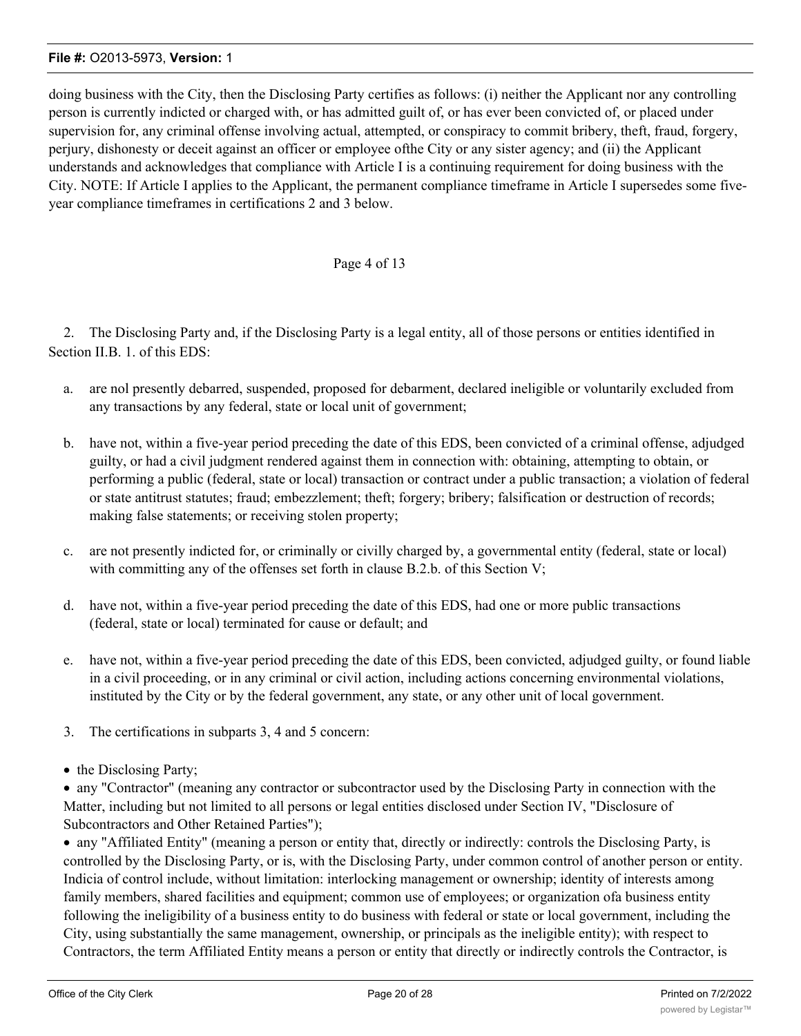doing business with the City, then the Disclosing Party certifies as follows: (i) neither the Applicant nor any controlling person is currently indicted or charged with, or has admitted guilt of, or has ever been convicted of, or placed under supervision for, any criminal offense involving actual, attempted, or conspiracy to commit bribery, theft, fraud, forgery, perjury, dishonesty or deceit against an officer or employee ofthe City or any sister agency; and (ii) the Applicant understands and acknowledges that compliance with Article I is a continuing requirement for doing business with the City. NOTE: If Article I applies to the Applicant, the permanent compliance timeframe in Article I supersedes some five-year compliance timeframes in certifications 2 and 3 below.

Page 4 of 13

2. The Disclosing Party and, if the Disclosing Party is a legal entity, all of those persons or entities identified in Section II.B. 1. of this EDS:

a. are nol presently debarred, suspended, proposed for debarment, declared ineligible or voluntarily excluded from any transactions by any federal, state or local unit of government;

b. have not, within a five-year period preceding the date of this EDS, been convicted of a criminal offense, adjudged guilty, or had a civil judgment rendered against them in connection with: obtaining, attempting to obtain, or performing a public (federal, state or local) transaction or contract under a public transaction; a violation of federal or state antitrust statutes; fraud; embezzlement; theft; forgery; bribery; falsification or destruction of records; making false statements; or receiving stolen property;

c. are not presently indicted for, or criminally or civilly charged by, a governmental entity (federal, state or local) with committing any of the offenses set forth in clause B.2.b. of this Section V;

d. have not, within a five-year period preceding the date of this EDS, had one or more public transactions (federal, state or local) terminated for cause or default; and

e. have not, within a five-year period preceding the date of this EDS, been convicted, adjudged guilty, or found liable in a civil proceeding, or in any criminal or civil action, including actions concerning environmental violations, instituted by the City or by the federal government, any state, or any other unit of local government.

3. The certifications in subparts 3, 4 and 5 concern:

- the Disclosing Party;
- any "Contractor" (meaning any contractor or subcontractor used by the Disclosing Party in connection with the Matter, including but not limited to all persons or legal entities disclosed under Section IV, "Disclosure of Subcontractors and Other Retained Parties");
- any "Affiliated Entity" (meaning a person or entity that, directly or indirectly: controls the Disclosing Party, is controlled by the Disclosing Party, or is, with the Disclosing Party, under common control of another person or entity. Indicia of control include, without limitation: interlocking management or ownership; identity of interests among family members, shared facilities and equipment; common use of employees; or organization ofa business entity following the ineligibility of a business entity to do business with federal or state or local government, including the City, using substantially the same management, ownership, or principals as the ineligible entity); with respect to Contractors, the term Affiliated Entity means a person or entity that directly or indirectly controls the Contractor, is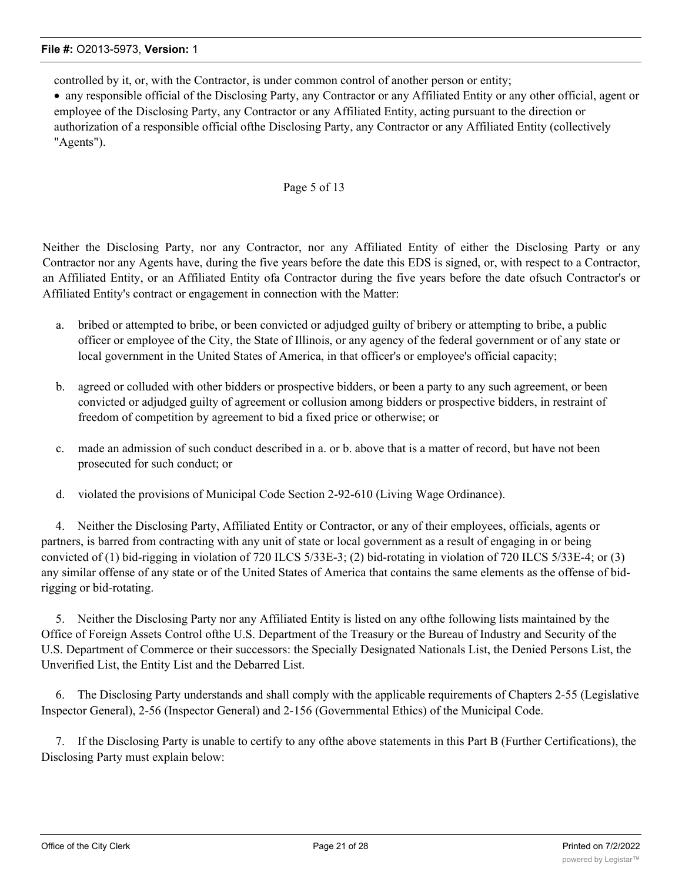controlled by it, or, with the Contractor, is under common control of another person or entity;

- any responsible official of the Disclosing Party, any Contractor or any Affiliated Entity or any other official, agent or employee of the Disclosing Party, any Contractor or any Affiliated Entity, acting pursuant to the direction or authorization of a responsible official ofthe Disclosing Party, any Contractor or any Affiliated Entity (collectively "Agents").

Page 5 of 13

Neither the Disclosing Party, nor any Contractor, nor any Affiliated Entity of either the Disclosing Party or any Contractor nor any Agents have, during the five years before the date this EDS is signed, or, with respect to a Contractor, an Affiliated Entity, or an Affiliated Entity ofa Contractor during the five years before the date ofsuch Contractor's or Affiliated Entity's contract or engagement in connection with the Matter:

a. bribed or attempted to bribe, or been convicted or adjudged guilty of bribery or attempting to bribe, a public officer or employee of the City, the State of Illinois, or any agency of the federal government or of any state or local government in the United States of America, in that officer's or employee's official capacity;

b. agreed or colluded with other bidders or prospective bidders, or been a party to any such agreement, or been convicted or adjudged guilty of agreement or collusion among bidders or prospective bidders, in restraint of freedom of competition by agreement to bid a fixed price or otherwise; or

c. made an admission of such conduct described in a. or b. above that is a matter of record, but have not been prosecuted for such conduct; or

d. violated the provisions of Municipal Code Section 2-92-610 (Living Wage Ordinance).

4. Neither the Disclosing Party, Affiliated Entity or Contractor, or any of their employees, officials, agents or partners, is barred from contracting with any unit of state or local government as a result of engaging in or being convicted of (1) bid-rigging in violation of 720 ILCS 5/33E-3; (2) bid-rotating in violation of 720 ILCS 5/33E-4; or (3) any similar offense of any state or of the United States of America that contains the same elements as the offense of bid-rigging or bid-rotating.

5. Neither the Disclosing Party nor any Affiliated Entity is listed on any ofthe following lists maintained by the Office of Foreign Assets Control ofthe U.S. Department of the Treasury or the Bureau of Industry and Security of the U.S. Department of Commerce or their successors: the Specially Designated Nationals List, the Denied Persons List, the Unverified List, the Entity List and the Debarred List.

6. The Disclosing Party understands and shall comply with the applicable requirements of Chapters 2-55 (Legislative Inspector General), 2-56 (Inspector General) and 2-156 (Governmental Ethics) of the Municipal Code.

7. If the Disclosing Party is unable to certify to any ofthe above statements in this Part B (Further Certifications), the Disclosing Party must explain below: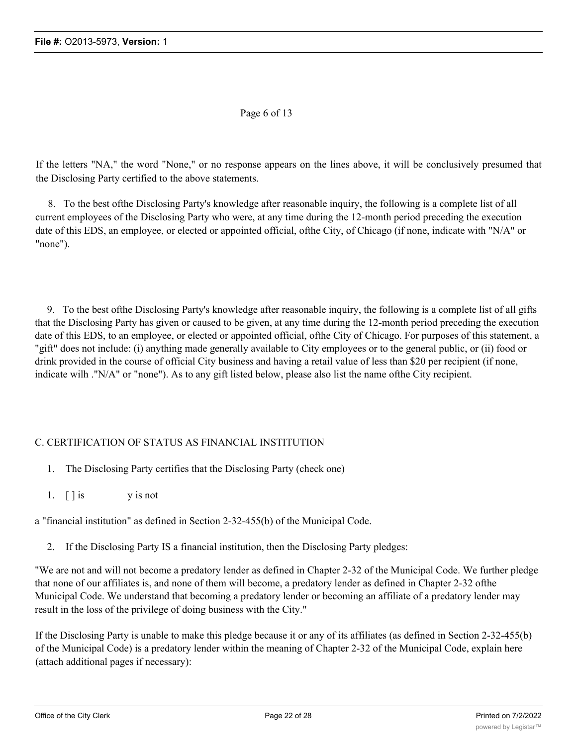Page 6 of 13

If the letters "NA," the word "None," or no response appears on the lines above, it will be conclusively presumed that the Disclosing Party certified to the above statements.

8. To the best ofthe Disclosing Party's knowledge after reasonable inquiry, the following is a complete list of all current employees of the Disclosing Party who were, at any time during the 12-month period preceding the execution date of this EDS, an employee, or elected or appointed official, ofthe City, of Chicago (if none, indicate with "N/A" or "none").

9. To the best ofthe Disclosing Party's knowledge after reasonable inquiry, the following is a complete list of all gifts that the Disclosing Party has given or caused to be given, at any time during the 12-month period preceding the execution date of this EDS, to an employee, or elected or appointed official, ofthe City of Chicago. For purposes of this statement, a "gift" does not include: (i) anything made generally available to City employees or to the general public, or (ii) food or drink provided in the course of official City business and having a retail value of less than $20 per recipient (if none, indicate wilh ."N/A" or "none"). As to any gift listed below, please also list the name ofthe City recipient.

C. CERTIFICATION OF STATUS AS FINANCIAL INSTITUTION

1. The Disclosing Party certifies that the Disclosing Party (check one)

1. [ ] is y is not

a "financial institution" as defined in Section 2-32-455(b) of the Municipal Code.

2. If the Disclosing Party IS a financial institution, then the Disclosing Party pledges:

"We are not and will not become a predatory lender as defined in Chapter 2-32 of the Municipal Code. We further pledge that none of our affiliates is, and none of them will become, a predatory lender as defined in Chapter 2-32 ofthe Municipal Code. We understand that becoming a predatory lender or becoming an affiliate of a predatory lender may result in the loss of the privilege of doing business with the City."

If the Disclosing Party is unable to make this pledge because it or any of its affiliates (as defined in Section 2-32-455(b) of the Municipal Code) is a predatory lender within the meaning of Chapter 2-32 of the Municipal Code, explain here (attach additional pages if necessary):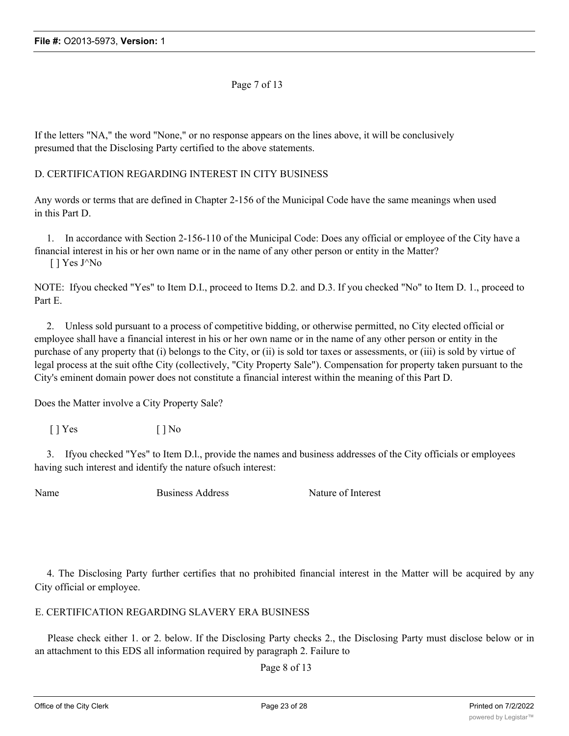Page 7 of 13

If the letters "NA," the word "None," or no response appears on the lines above, it will be conclusively presumed that the Disclosing Party certified to the above statements.

D. CERTIFICATION REGARDING INTEREST IN CITY BUSINESS

Any words or terms that are defined in Chapter 2-156 of the Municipal Code have the same meanings when used in this Part D.

1. In accordance with Section 2-156-110 of the Municipal Code: Does any official or employee of the City have a financial interest in his or her own name or in the name of any other person or entity in the Matter?
[ ] Yes J^No

NOTE: Ifyou checked "Yes" to Item D.I., proceed to Items D.2. and D.3. If you checked "No" to Item D. 1., proceed to Part E.

2. Unless sold pursuant to a process of competitive bidding, or otherwise permitted, no City elected official or employee shall have a financial interest in his or her own name or in the name of any other person or entity in the purchase of any property that (i) belongs to the City, or (ii) is sold tor taxes or assessments, or (iii) is sold by virtue of legal process at the suit ofthe City (collectively, "City Property Sale"). Compensation for property taken pursuant to the City's eminent domain power does not constitute a financial interest within the meaning of this Part D.

Does the Matter involve a City Property Sale?

[ ] Yes [ ] No

3. Ifyou checked "Yes" to Item D.l., provide the names and business addresses of the City officials or employees having such interest and identify the nature ofsuch interest:

| Name | Business Address | Nature of Interest |
| --- | --- | --- |

4. The Disclosing Party further certifies that no prohibited financial interest in the Matter will be acquired by any City official or employee.

E. CERTIFICATION REGARDING SLAVERY ERA BUSINESS

Please check either 1. or 2. below. If the Disclosing Party checks 2., the Disclosing Party must disclose below or in an attachment to this EDS all information required by paragraph 2. Failure to

Page 8 of 13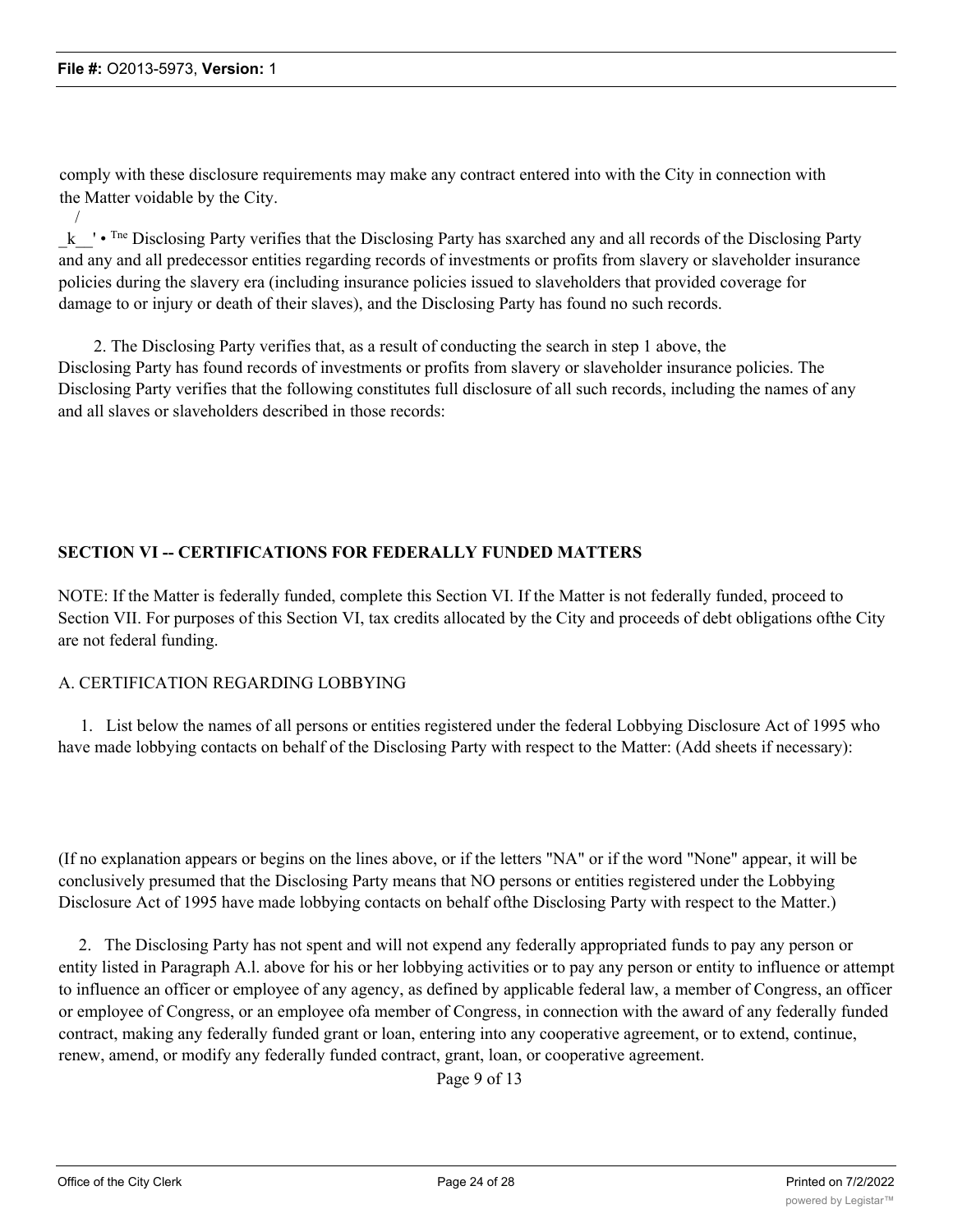comply with these disclosure requirements may make any contract entered into with the City in connection with the Matter voidable by the City.

/

_k__' • Tne Disclosing Party verifies that the Disclosing Party has sxarched any and all records of the Disclosing Party and any and all predecessor entities regarding records of investments or profits from slavery or slaveholder insurance policies during the slavery era (including insurance policies issued to slaveholders that provided coverage for damage to or injury or death of their slaves), and the Disclosing Party has found no such records.

2. The Disclosing Party verifies that, as a result of conducting the search in step 1 above, the Disclosing Party has found records of investments or profits from slavery or slaveholder insurance policies. The Disclosing Party verifies that the following constitutes full disclosure of all such records, including the names of any and all slaves or slaveholders described in those records:

## SECTION VI -- CERTIFICATIONS FOR FEDERALLY FUNDED MATTERS

NOTE: If the Matter is federally funded, complete this Section VI. If the Matter is not federally funded, proceed to Section VII. For purposes of this Section VI, tax credits allocated by the City and proceeds of debt obligations ofthe City are not federal funding.

### A. CERTIFICATION REGARDING LOBBYING

1. List below the names of all persons or entities registered under the federal Lobbying Disclosure Act of 1995 who have made lobbying contacts on behalf of the Disclosing Party with respect to the Matter: (Add sheets if necessary):

(If no explanation appears or begins on the lines above, or if the letters "NA" or if the word "None" appear, it will be conclusively presumed that the Disclosing Party means that NO persons or entities registered under the Lobbying Disclosure Act of 1995 have made lobbying contacts on behalf ofthe Disclosing Party with respect to the Matter.)

2. The Disclosing Party has not spent and will not expend any federally appropriated funds to pay any person or entity listed in Paragraph A.l. above for his or her lobbying activities or to pay any person or entity to influence or attempt to influence an officer or employee of any agency, as defined by applicable federal law, a member of Congress, an officer or employee of Congress, or an employee ofa member of Congress, in connection with the award of any federally funded contract, making any federally funded grant or loan, entering into any cooperative agreement, or to extend, continue, renew, amend, or modify any federally funded contract, grant, loan, or cooperative agreement.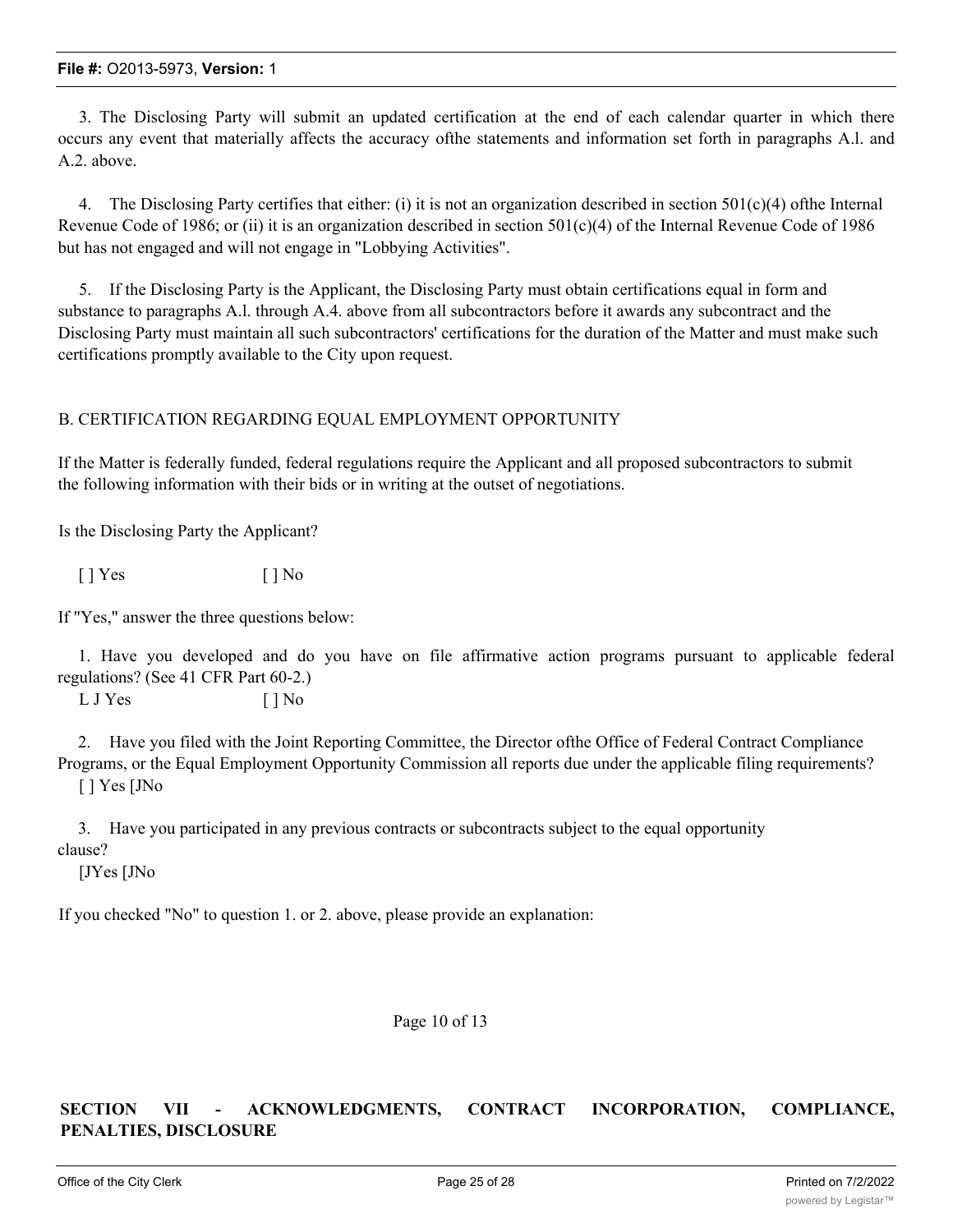3. The Disclosing Party will submit an updated certification at the end of each calendar quarter in which there occurs any event that materially affects the accuracy ofthe statements and information set forth in paragraphs A.l. and A.2. above.

4. The Disclosing Party certifies that either: (i) it is not an organization described in section 501(c)(4) ofthe Internal Revenue Code of 1986; or (ii) it is an organization described in section 501(c)(4) of the Internal Revenue Code of 1986 but has not engaged and will not engage in "Lobbying Activities".

5. If the Disclosing Party is the Applicant, the Disclosing Party must obtain certifications equal in form and substance to paragraphs A.l. through A.4. above from all subcontractors before it awards any subcontract and the Disclosing Party must maintain all such subcontractors' certifications for the duration of the Matter and must make such certifications promptly available to the City upon request.

B. CERTIFICATION REGARDING EQUAL EMPLOYMENT OPPORTUNITY

If the Matter is federally funded, federal regulations require the Applicant and all proposed subcontractors to submit the following information with their bids or in writing at the outset of negotiations.

Is the Disclosing Party the Applicant?

[ ] Yes [ ] No

If "Yes," answer the three questions below:

1. Have you developed and do you have on file affirmative action programs pursuant to applicable federal regulations? (See 41 CFR Part 60-2.)

L J Yes [ ] No

2. Have you filed with the Joint Reporting Committee, the Director ofthe Office of Federal Contract Compliance Programs, or the Equal Employment Opportunity Commission all reports due under the applicable filing requirements?

[ ] Yes [JNo

3. Have you participated in any previous contracts or subcontracts subject to the equal opportunity clause?

[JYes [JNo

If you checked "No" to question 1. or 2. above, please provide an explanation:

Page 10 of 13

**SECTION VII - ACKNOWLEDGMENTS, CONTRACT INCORPORATION, COMPLIANCE, PENALTIES, DISCLOSURE**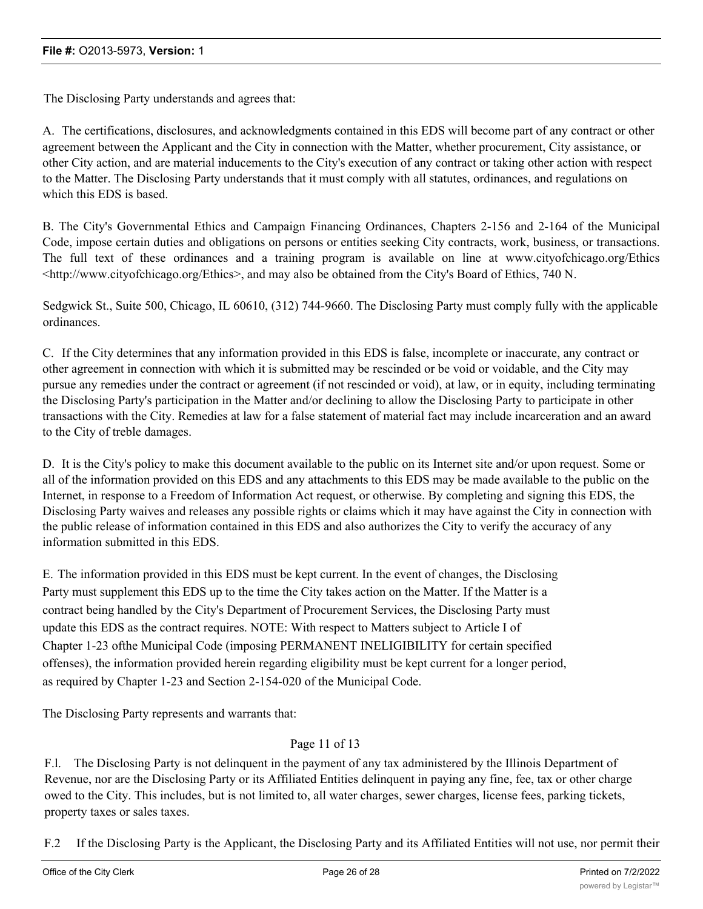The Disclosing Party understands and agrees that:

A. The certifications, disclosures, and acknowledgments contained in this EDS will become part of any contract or other agreement between the Applicant and the City in connection with the Matter, whether procurement, City assistance, or other City action, and are material inducements to the City's execution of any contract or taking other action with respect to the Matter. The Disclosing Party understands that it must comply with all statutes, ordinances, and regulations on which this EDS is based.

B. The City's Governmental Ethics and Campaign Financing Ordinances, Chapters 2-156 and 2-164 of the Municipal Code, impose certain duties and obligations on persons or entities seeking City contracts, work, business, or transactions. The full text of these ordinances and a training program is available on line at www.cityofchicago.org/Ethics <http://www.cityofchicago.org/Ethics>, and may also be obtained from the City's Board of Ethics, 740 N.

Sedgwick St., Suite 500, Chicago, IL 60610, (312) 744-9660. The Disclosing Party must comply fully with the applicable ordinances.

C. If the City determines that any information provided in this EDS is false, incomplete or inaccurate, any contract or other agreement in connection with which it is submitted may be rescinded or be void or voidable, and the City may pursue any remedies under the contract or agreement (if not rescinded or void), at law, or in equity, including terminating the Disclosing Party's participation in the Matter and/or declining to allow the Disclosing Party to participate in other transactions with the City. Remedies at law for a false statement of material fact may include incarceration and an award to the City of treble damages.

D. It is the City's policy to make this document available to the public on its Internet site and/or upon request. Some or all of the information provided on this EDS and any attachments to this EDS may be made available to the public on the Internet, in response to a Freedom of Information Act request, or otherwise. By completing and signing this EDS, the Disclosing Party waives and releases any possible rights or claims which it may have against the City in connection with the public release of information contained in this EDS and also authorizes the City to verify the accuracy of any information submitted in this EDS.

E. The information provided in this EDS must be kept current. In the event of changes, the Disclosing Party must supplement this EDS up to the time the City takes action on the Matter. If the Matter is a contract being handled by the City's Department of Procurement Services, the Disclosing Party must update this EDS as the contract requires. NOTE: With respect to Matters subject to Article I of Chapter 1-23 ofthe Municipal Code (imposing PERMANENT INELIGIBILITY for certain specified offenses), the information provided herein regarding eligibility must be kept current for a longer period, as required by Chapter 1-23 and Section 2-154-020 of the Municipal Code.

The Disclosing Party represents and warrants that:

Page 11 of 13

F.l. The Disclosing Party is not delinquent in the payment of any tax administered by the Illinois Department of Revenue, nor are the Disclosing Party or its Affiliated Entities delinquent in paying any fine, fee, tax or other charge owed to the City. This includes, but is not limited to, all water charges, sewer charges, license fees, parking tickets, property taxes or sales taxes.

F.2 If the Disclosing Party is the Applicant, the Disclosing Party and its Affiliated Entities will not use, nor permit their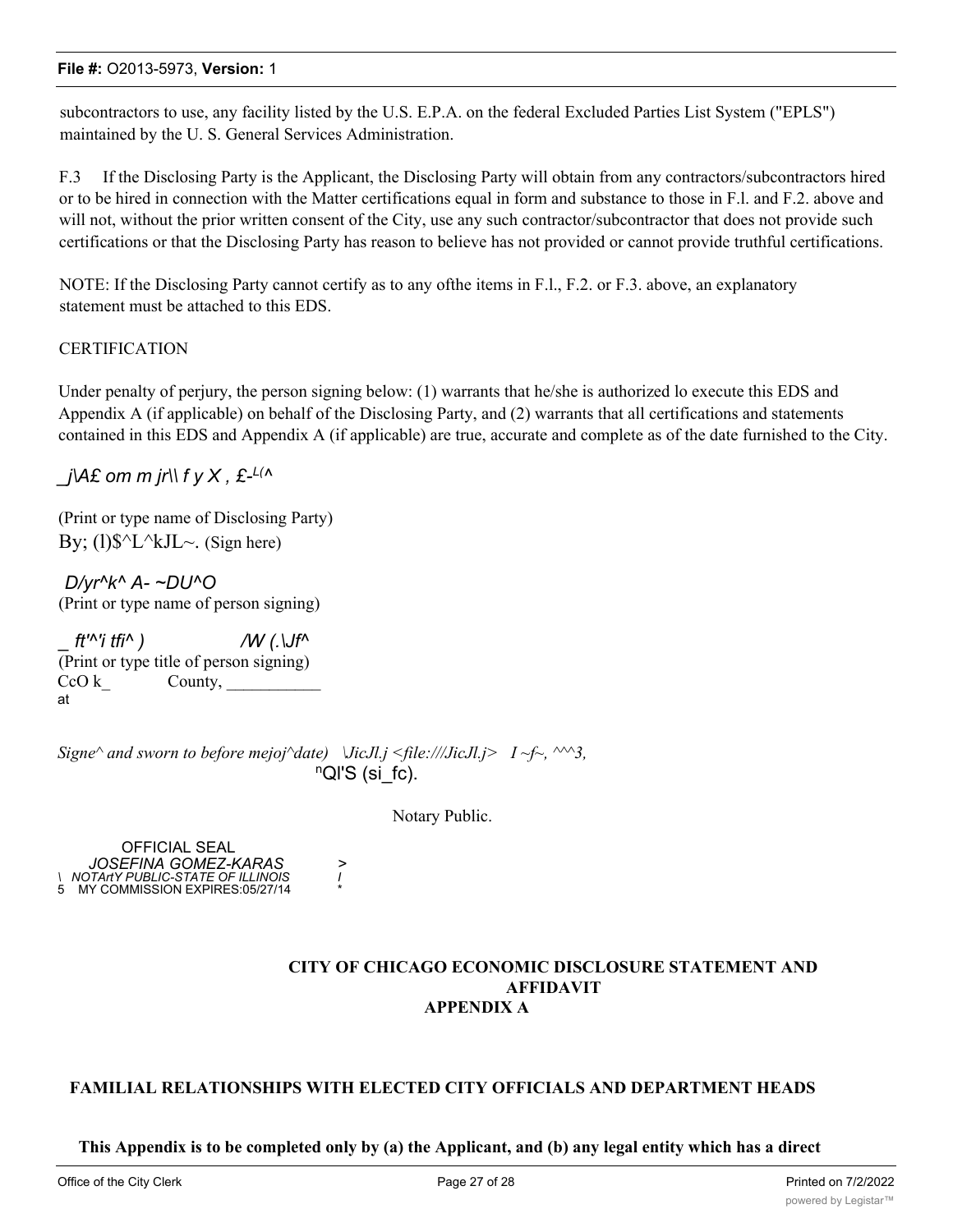subcontractors to use, any facility listed by the U.S. E.P.A. on the federal Excluded Parties List System ("EPLS") maintained by the U. S. General Services Administration.

F.3 If the Disclosing Party is the Applicant, the Disclosing Party will obtain from any contractors/subcontractors hired or to be hired in connection with the Matter certifications equal in form and substance to those in F.l. and F.2. above and will not, without the prior written consent of the City, use any such contractor/subcontractor that does not provide such certifications or that the Disclosing Party has reason to believe has not provided or cannot provide truthful certifications.

NOTE: If the Disclosing Party cannot certify as to any ofthe items in F.l., F.2. or F.3. above, an explanatory statement must be attached to this EDS.

CERTIFICATION

Under penalty of perjury, the person signing below: (1) warrants that he/she is authorized lo execute this EDS and Appendix A (if applicable) on behalf of the Disclosing Party, and (2) warrants that all certifications and statements contained in this EDS and Appendix A (if applicable) are true, accurate and complete as of the date furnished to the City.

_j\A£ om m jr\\ f y X , £-L(^

(Print or type name of Disclosing Party)
By; (l)$^L^kJL~. (Sign here)

D/yr^k^ A- ~DU^O
(Print or type name of person signing)

_ ft'^'i tfi^ ) /W (.\Jf^
(Print or type title of person signing)
CcO k_ County, ___________
at

*Signe^ and sworn to before mejoj^date) \JicJl.j I ~f~, ^^^3,*
nQl'S (si_fc).

Notary Public.

OFFICIAL SEAL
*JOSEFINA GOMEZ-KARAS*
*NOTArtY PUBLIC-STATE OF ILLINOIS*
MY COMMISSION EXPIRES:05/27/14

**CITY OF CHICAGO ECONOMIC DISCLOSURE STATEMENT AND AFFIDAVIT**
**APPENDIX A**

**FAMILIAL RELATIONSHIPS WITH ELECTED CITY OFFICIALS AND DEPARTMENT HEADS**

**This Appendix is to be completed only by (a) the Applicant, and (b) any legal entity which has a direct**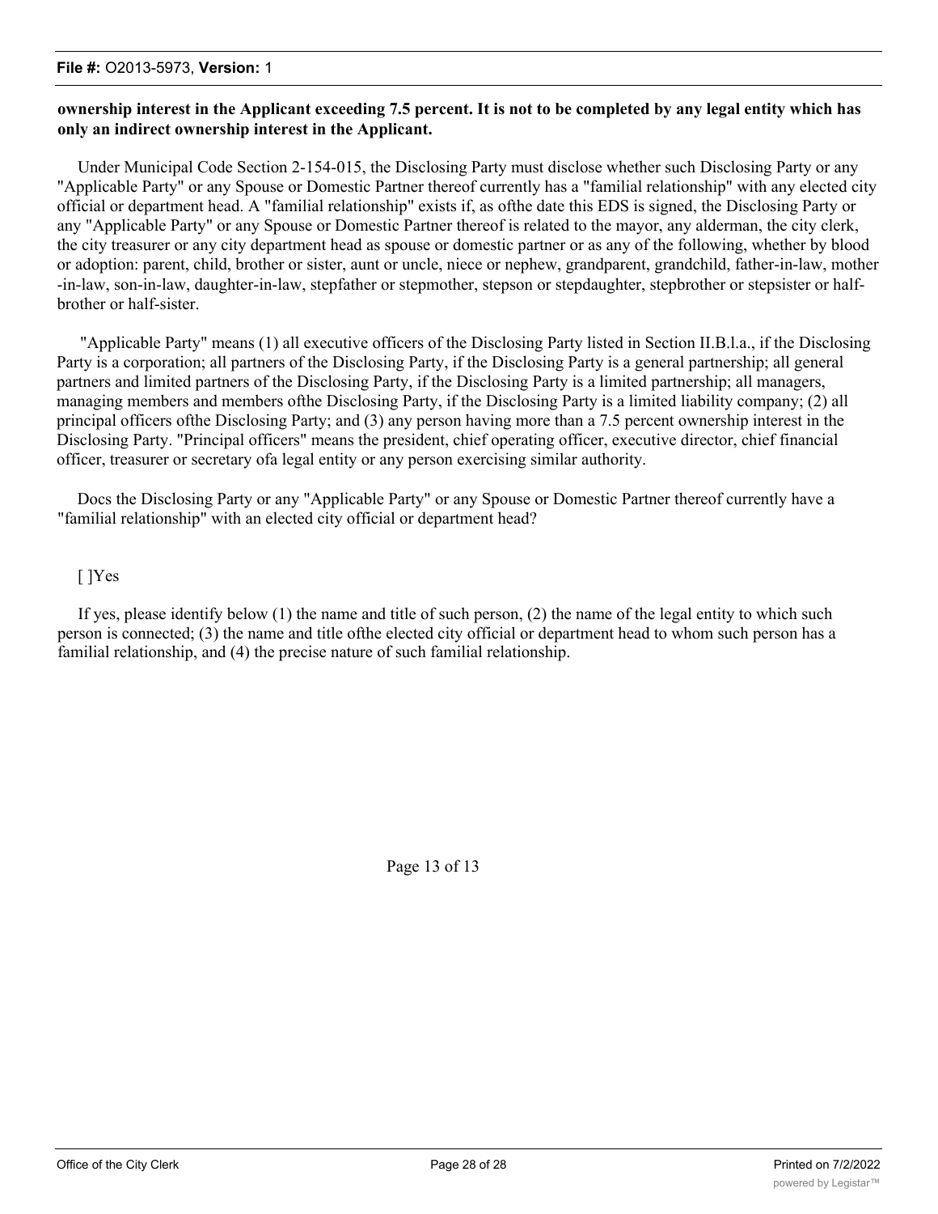**ownership interest in the Applicant exceeding 7.5 percent. It is not to be completed by any legal entity which has only an indirect ownership interest in the Applicant.**

Under Municipal Code Section 2-154-015, the Disclosing Party must disclose whether such Disclosing Party or any "Applicable Party" or any Spouse or Domestic Partner thereof currently has a "familial relationship" with any elected city official or department head. A "familial relationship" exists if, as ofthe date this EDS is signed, the Disclosing Party or any "Applicable Party" or any Spouse or Domestic Partner thereof is related to the mayor, any alderman, the city clerk, the city treasurer or any city department head as spouse or domestic partner or as any of the following, whether by blood or adoption: parent, child, brother or sister, aunt or uncle, niece or nephew, grandparent, grandchild, father-in-law, mother-in-law, son-in-law, daughter-in-law, stepfather or stepmother, stepson or stepdaughter, stepbrother or stepsister or half-brother or half-sister.

"Applicable Party" means (1) all executive officers of the Disclosing Party listed in Section II.B.l.a., if the Disclosing Party is a corporation; all partners of the Disclosing Party, if the Disclosing Party is a general partnership; all general partners and limited partners of the Disclosing Party, if the Disclosing Party is a limited partnership; all managers, managing members and members ofthe Disclosing Party, if the Disclosing Party is a limited liability company; (2) all principal officers ofthe Disclosing Party; and (3) any person having more than a 7.5 percent ownership interest in the Disclosing Party. "Principal officers" means the president, chief operating officer, executive director, chief financial officer, treasurer or secretary ofa legal entity or any person exercising similar authority.

Docs the Disclosing Party or any "Applicable Party" or any Spouse or Domestic Partner thereof currently have a "familial relationship" with an elected city official or department head?

[ ]Yes

If yes, please identify below (1) the name and title of such person, (2) the name of the legal entity to which such person is connected; (3) the name and title ofthe elected city official or department head to whom such person has a familial relationship, and (4) the precise nature of such familial relationship.

Page 13 of 13